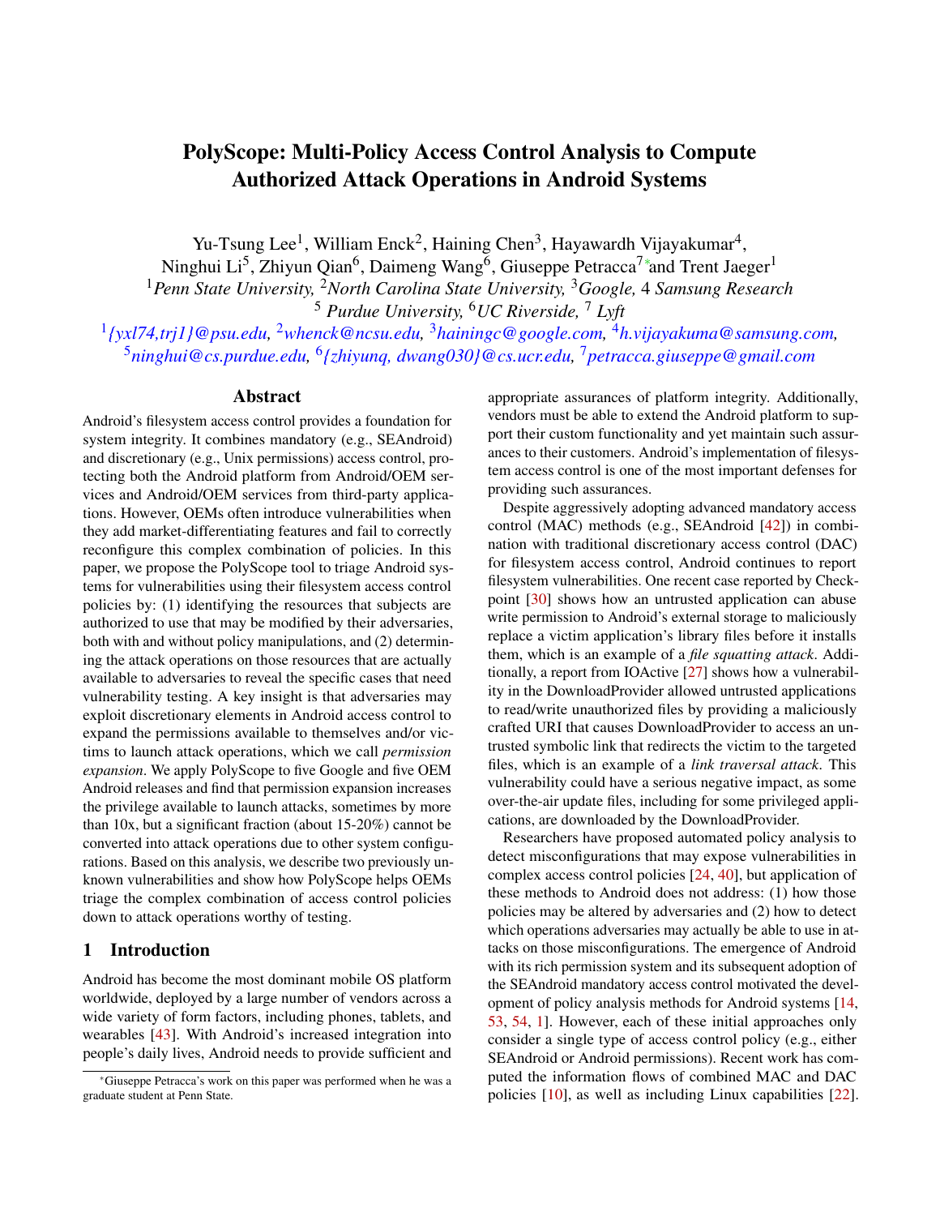# PolyScope: Multi-Policy Access Control Analysis to Compute Authorized Attack Operations in Android Systems

Yu-Tsung Lee[1], William Enck[2], Haining Chen[3], Hayawardh Vijayakumar[4], Ninghui Li[5], Zhiyun Qian[6], Daimeng Wang[6], Giuseppe Petracca[7]* and Trent Jaeger[1]

[1]*Penn State University,* [2]*North Carolina State University,* [3]*Google,* 4 *Samsung Research*
[5] *Purdue University,* [6]*UC Riverside,* [7] *Lyft*

[1]*{yxl74,trj1}@psu.edu,* [2]*whenck@ncsu.edu,* [3]*hainingc@google.com,* [4]*h.vijayakuma@samsung.com,* [5]*ninghui@cs.purdue.edu,* [6]*{zhiyunq, dwang030}@cs.ucr.edu,* [7]*petracca.giuseppe@gmail.com*

## Abstract

Android's filesystem access control provides a foundation for system integrity. It combines mandatory (e.g., SEAndroid) and discretionary (e.g., Unix permissions) access control, protecting both the Android platform from Android/OEM services and Android/OEM services from third-party applications. However, OEMs often introduce vulnerabilities when they add market-differentiating features and fail to correctly reconfigure this complex combination of policies. In this paper, we propose the PolyScope tool to triage Android systems for vulnerabilities using their filesystem access control policies by: (1) identifying the resources that subjects are authorized to use that may be modified by their adversaries, both with and without policy manipulations, and (2) determining the attack operations on those resources that are actually available to adversaries to reveal the specific cases that need vulnerability testing. A key insight is that adversaries may exploit discretionary elements in Android access control to expand the permissions available to themselves and/or victims to launch attack operations, which we call *permission expansion*. We apply PolyScope to five Google and five OEM Android releases and find that permission expansion increases the privilege available to launch attacks, sometimes by more than 10x, but a significant fraction (about 15-20%) cannot be converted into attack operations due to other system configurations. Based on this analysis, we describe two previously unknown vulnerabilities and show how PolyScope helps OEMs triage the complex combination of access control policies down to attack operations worthy of testing.

## 1 Introduction

Android has become the most dominant mobile OS platform worldwide, deployed by a large number of vendors across a wide variety of form factors, including phones, tablets, and wearables [43]. With Android's increased integration into people's daily lives, Android needs to provide sufficient and appropriate assurances of platform integrity. Additionally, vendors must be able to extend the Android platform to support their custom functionality and yet maintain such assurances to their customers. Android's implementation of filesystem access control is one of the most important defenses for providing such assurances.

Despite aggressively adopting advanced mandatory access control (MAC) methods (e.g., SEAndroid [42]) in combination with traditional discretionary access control (DAC) for filesystem access control, Android continues to report filesystem vulnerabilities. One recent case reported by Checkpoint [30] shows how an untrusted application can abuse write permission to Android's external storage to maliciously replace a victim application's library files before it installs them, which is an example of a *file squatting attack*. Additionally, a report from IOActive [27] shows how a vulnerability in the DownloadProvider allowed untrusted applications to read/write unauthorized files by providing a maliciously crafted URI that causes DownloadProvider to access an untrusted symbolic link that redirects the victim to the targeted files, which is an example of a *link traversal attack*. This vulnerability could have a serious negative impact, as some over-the-air update files, including for some privileged applications, are downloaded by the DownloadProvider.

Researchers have proposed automated policy analysis to detect misconfigurations that may expose vulnerabilities in complex access control policies [24, 40], but application of these methods to Android does not address: (1) how those policies may be altered by adversaries and (2) how to detect which operations adversaries may actually be able to use in attacks on those misconfigurations. The emergence of Android with its rich permission system and its subsequent adoption of the SEAndroid mandatory access control motivated the development of policy analysis methods for Android systems [14, 53, 54, 1]. However, each of these initial approaches only consider a single type of access control policy (e.g., either SEAndroid or Android permissions). Recent work has computed the information flows of combined MAC and DAC policies [10], as well as including Linux capabilities [22].

*Giuseppe Petracca's work on this paper was performed when he was a graduate student at Penn State.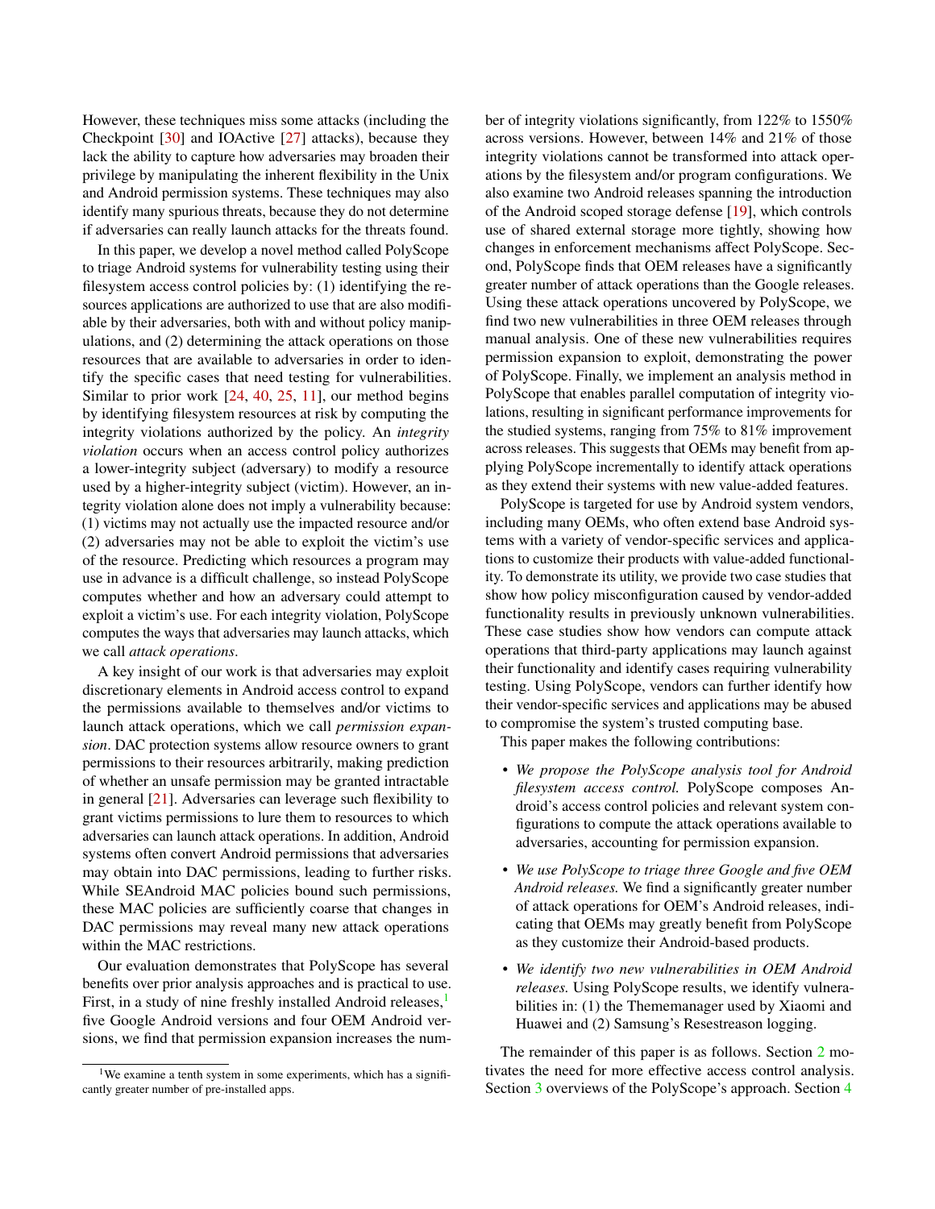However, these techniques miss some attacks (including the Checkpoint [30] and IOActive [27] attacks), because they lack the ability to capture how adversaries may broaden their privilege by manipulating the inherent flexibility in the Unix and Android permission systems. These techniques may also identify many spurious threats, because they do not determine if adversaries can really launch attacks for the threats found.

In this paper, we develop a novel method called PolyScope to triage Android systems for vulnerability testing using their filesystem access control policies by: (1) identifying the resources applications are authorized to use that are also modifiable by their adversaries, both with and without policy manipulations, and (2) determining the attack operations on those resources that are available to adversaries in order to identify the specific cases that need testing for vulnerabilities. Similar to prior work [24, 40, 25, 11], our method begins by identifying filesystem resources at risk by computing the integrity violations authorized by the policy. An *integrity violation* occurs when an access control policy authorizes a lower-integrity subject (adversary) to modify a resource used by a higher-integrity subject (victim). However, an integrity violation alone does not imply a vulnerability because: (1) victims may not actually use the impacted resource and/or (2) adversaries may not be able to exploit the victim's use of the resource. Predicting which resources a program may use in advance is a difficult challenge, so instead PolyScope computes whether and how an adversary could attempt to exploit a victim's use. For each integrity violation, PolyScope computes the ways that adversaries may launch attacks, which we call *attack operations*.

A key insight of our work is that adversaries may exploit discretionary elements in Android access control to expand the permissions available to themselves and/or victims to launch attack operations, which we call *permission expansion*. DAC protection systems allow resource owners to grant permissions to their resources arbitrarily, making prediction of whether an unsafe permission may be granted intractable in general [21]. Adversaries can leverage such flexibility to grant victims permissions to lure them to resources to which adversaries can launch attack operations. In addition, Android systems often convert Android permissions that adversaries may obtain into DAC permissions, leading to further risks. While SEAndroid MAC policies bound such permissions, these MAC policies are sufficiently coarse that changes in DAC permissions may reveal many new attack operations within the MAC restrictions.

Our evaluation demonstrates that PolyScope has several benefits over prior analysis approaches and is practical to use. First, in a study of nine freshly installed Android releases,[1] five Google Android versions and four OEM Android versions, we find that permission expansion increases the number of integrity violations significantly, from 122% to 1550% across versions. However, between 14% and 21% of those integrity violations cannot be transformed into attack operations by the filesystem and/or program configurations. We also examine two Android releases spanning the introduction of the Android scoped storage defense [19], which controls use of shared external storage more tightly, showing how changes in enforcement mechanisms affect PolyScope. Second, PolyScope finds that OEM releases have a significantly greater number of attack operations than the Google releases. Using these attack operations uncovered by PolyScope, we find two new vulnerabilities in three OEM releases through manual analysis. One of these new vulnerabilities requires permission expansion to exploit, demonstrating the power of PolyScope. Finally, we implement an analysis method in PolyScope that enables parallel computation of integrity violations, resulting in significant performance improvements for the studied systems, ranging from 75% to 81% improvement across releases. This suggests that OEMs may benefit from applying PolyScope incrementally to identify attack operations as they extend their systems with new value-added features.

PolyScope is targeted for use by Android system vendors, including many OEMs, who often extend base Android systems with a variety of vendor-specific services and applications to customize their products with value-added functionality. To demonstrate its utility, we provide two case studies that show how policy misconfiguration caused by vendor-added functionality results in previously unknown vulnerabilities. These case studies show how vendors can compute attack operations that third-party applications may launch against their functionality and identify cases requiring vulnerability testing. Using PolyScope, vendors can further identify how their vendor-specific services and applications may be abused to compromise the system's trusted computing base.

This paper makes the following contributions:

- *We propose the PolyScope analysis tool for Android filesystem access control.* PolyScope composes Android's access control policies and relevant system configurations to compute the attack operations available to adversaries, accounting for permission expansion.
- *We use PolyScope to triage three Google and five OEM Android releases.* We find a significantly greater number of attack operations for OEM's Android releases, indicating that OEMs may greatly benefit from PolyScope as they customize their Android-based products.
- *We identify two new vulnerabilities in OEM Android releases.* Using PolyScope results, we identify vulnerabilities in: (1) the Thememanager used by Xiaomi and Huawei and (2) Samsung's Resestreason logging.

The remainder of this paper is as follows. Section 2 motivates the need for more effective access control analysis. Section 3 overviews of the PolyScope's approach. Section 4

[1] We examine a tenth system in some experiments, which has a significantly greater number of pre-installed apps.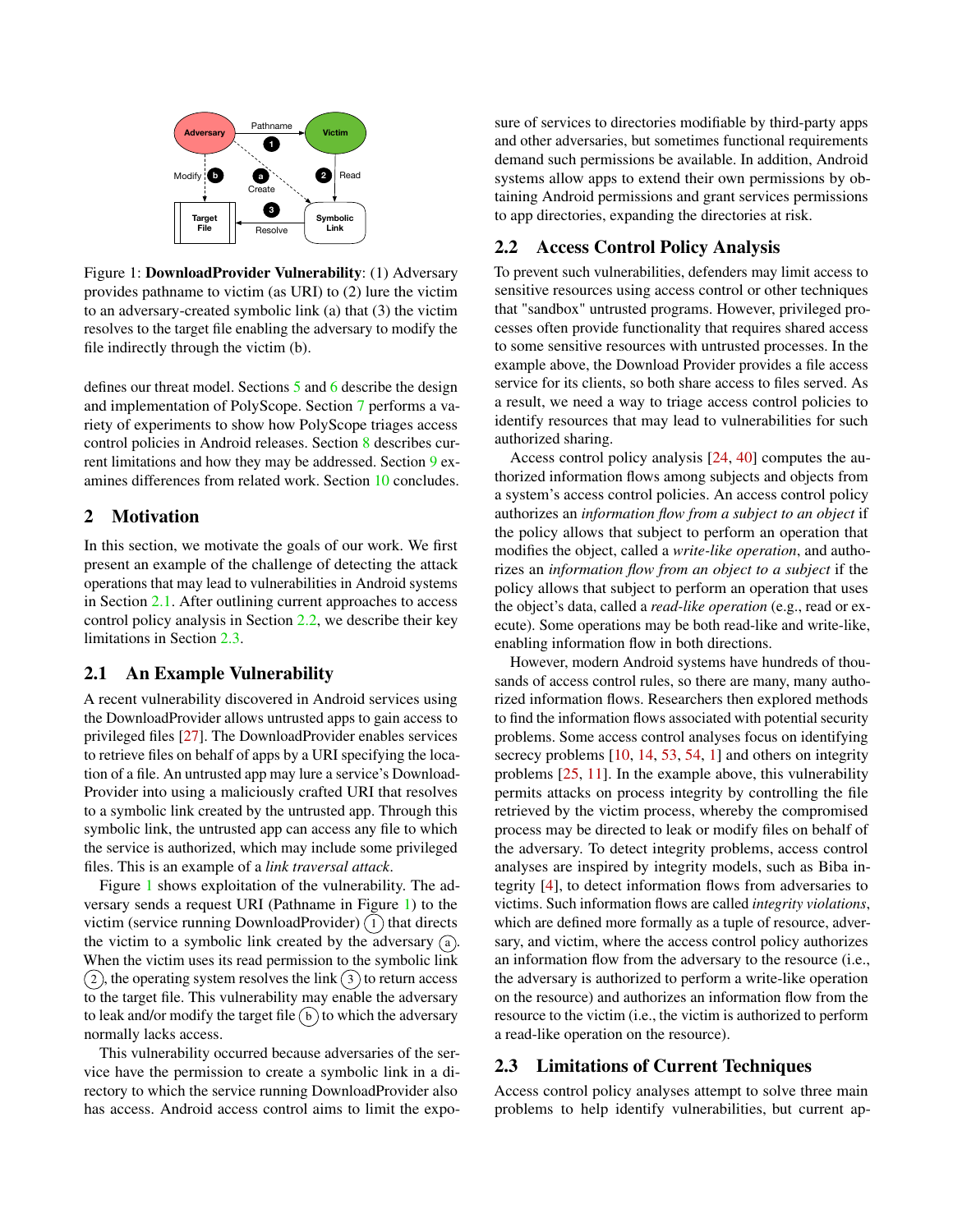Figure 1: **DownloadProvider Vulnerability**: (1) Adversary provides pathname to victim (as URI) to (2) lure the victim to an adversary-created symbolic link (a) that (3) the victim resolves to the target file enabling the adversary to modify the file indirectly through the victim (b).

defines our threat model. Sections 5 and 6 describe the design and implementation of PolyScope. Section 7 performs a variety of experiments to show how PolyScope triages access control policies in Android releases. Section 8 describes current limitations and how they may be addressed. Section 9 examines differences from related work. Section 10 concludes.

## 2 Motivation

In this section, we motivate the goals of our work. We first present an example of the challenge of detecting the attack operations that may lead to vulnerabilities in Android systems in Section 2.1. After outlining current approaches to access control policy analysis in Section 2.2, we describe their key limitations in Section 2.3.

### 2.1 An Example Vulnerability

A recent vulnerability discovered in Android services using the DownloadProvider allows untrusted apps to gain access to privileged files [27]. The DownloadProvider enables services to retrieve files on behalf of apps by a URI specifying the location of a file. An untrusted app may lure a service's DownloadProvider into using a maliciously crafted URI that resolves to a symbolic link created by the untrusted app. Through this symbolic link, the untrusted app can access any file to which the service is authorized, which may include some privileged files. This is an example of a *link traversal attack*.

Figure 1 shows exploitation of the vulnerability. The adversary sends a request URI (Pathname in Figure 1) to the victim (service running DownloadProvider) (1) that directs the victim to a symbolic link created by the adversary (a). When the victim uses its read permission to the symbolic link (2), the operating system resolves the link (3) to return access to the target file. This vulnerability may enable the adversary to leak and/or modify the target file (b) to which the adversary normally lacks access.

This vulnerability occurred because adversaries of the service have the permission to create a symbolic link in a directory to which the service running DownloadProvider also has access. Android access control aims to limit the exposure of services to directories modifiable by third-party apps and other adversaries, but sometimes functional requirements demand such permissions be available. In addition, Android systems allow apps to extend their own permissions by obtaining Android permissions and grant services permissions to app directories, expanding the directories at risk.

### 2.2 Access Control Policy Analysis

To prevent such vulnerabilities, defenders may limit access to sensitive resources using access control or other techniques that "sandbox" untrusted programs. However, privileged processes often provide functionality that requires shared access to some sensitive resources with untrusted processes. In the example above, the Download Provider provides a file access service for its clients, so both share access to files served. As a result, we need a way to triage access control policies to identify resources that may lead to vulnerabilities for such authorized sharing.

Access control policy analysis [24, 40] computes the authorized information flows among subjects and objects from a system's access control policies. An access control policy authorizes an *information flow from a subject to an object* if the policy allows that subject to perform an operation that modifies the object, called a *write-like operation*, and authorizes an *information flow from an object to a subject* if the policy allows that subject to perform an operation that uses the object's data, called a *read-like operation* (e.g., read or execute). Some operations may be both read-like and write-like, enabling information flow in both directions.

However, modern Android systems have hundreds of thousands of access control rules, so there are many, many authorized information flows. Researchers then explored methods to find the information flows associated with potential security problems. Some access control analyses focus on identifying secrecy problems [10, 14, 53, 54, 1] and others on integrity problems [25, 11]. In the example above, this vulnerability permits attacks on process integrity by controlling the file retrieved by the victim process, whereby the compromised process may be directed to leak or modify files on behalf of the adversary. To detect integrity problems, access control analyses are inspired by integrity models, such as Biba integrity [4], to detect information flows from adversaries to victims. Such information flows are called *integrity violations*, which are defined more formally as a tuple of resource, adversary, and victim, where the access control policy authorizes an information flow from the adversary to the resource (i.e., the adversary is authorized to perform a write-like operation on the resource) and authorizes an information flow from the resource to the victim (i.e., the victim is authorized to perform a read-like operation on the resource).

### 2.3 Limitations of Current Techniques

Access control policy analyses attempt to solve three main problems to help identify vulnerabilities, but current ap-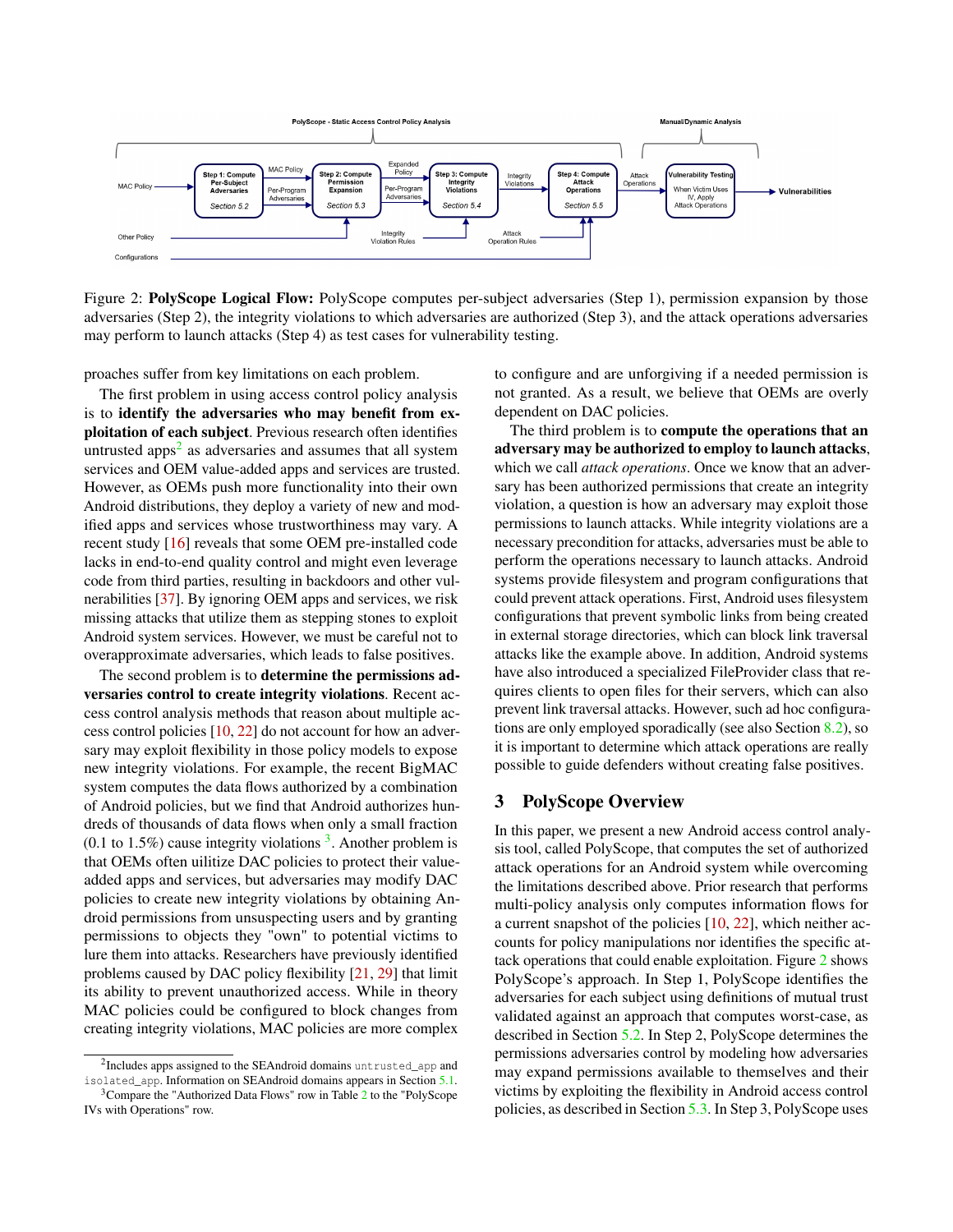Figure 2: **PolyScope Logical Flow:** PolyScope computes per-subject adversaries (Step 1), permission expansion by those adversaries (Step 2), the integrity violations to which adversaries are authorized (Step 3), and the attack operations adversaries may perform to launch attacks (Step 4) as test cases for vulnerability testing.

proaches suffer from key limitations on each problem.

The first problem in using access control policy analysis is to **identify the adversaries who may benefit from exploitation of each subject**. Previous research often identifies untrusted apps[2] as adversaries and assumes that all system services and OEM value-added apps and services are trusted. However, as OEMs push more functionality into their own Android distributions, they deploy a variety of new and modified apps and services whose trustworthiness may vary. A recent study [16] reveals that some OEM pre-installed code lacks in end-to-end quality control and might even leverage code from third parties, resulting in backdoors and other vulnerabilities [37]. By ignoring OEM apps and services, we risk missing attacks that utilize them as stepping stones to exploit Android system services. However, we must be careful not to overapproximate adversaries, which leads to false positives.

The second problem is to **determine the permissions adversaries control to create integrity violations**. Recent access control analysis methods that reason about multiple access control policies [10, 22] do not account for how an adversary may exploit flexibility in those policy models to expose new integrity violations. For example, the recent BigMAC system computes the data flows authorized by a combination of Android policies, but we find that Android authorizes hundreds of thousands of data flows when only a small fraction (0.1 to 1.5%) cause integrity violations [3]. Another problem is that OEMs often uilitize DAC policies to protect their value-added apps and services, but adversaries may modify DAC policies to create new integrity violations by obtaining Android permissions from unsuspecting users and by granting permissions to objects they "own" to potential victims to lure them into attacks. Researchers have previously identified problems caused by DAC policy flexibility [21, 29] that limit its ability to prevent unauthorized access. While in theory MAC policies could be configured to block changes from creating integrity violations, MAC policies are more complex to configure and are unforgiving if a needed permission is not granted. As a result, we believe that OEMs are overly dependent on DAC policies.

The third problem is to **compute the operations that an adversary may be authorized to employ to launch attacks**, which we call *attack operations*. Once we know that an adversary has been authorized permissions that create an integrity violation, a question is how an adversary may exploit those permissions to launch attacks. While integrity violations are a necessary precondition for attacks, adversaries must be able to perform the operations necessary to launch attacks. Android systems provide filesystem and program configurations that could prevent attack operations. First, Android uses filesystem configurations that prevent symbolic links from being created in external storage directories, which can block link traversal attacks like the example above. In addition, Android systems have also introduced a specialized FileProvider class that requires clients to open files for their servers, which can also prevent link traversal attacks. However, such ad hoc configurations are only employed sporadically (see also Section 8.2), so it is important to determine which attack operations are really possible to guide defenders without creating false positives.

## 3 PolyScope Overview

In this paper, we present a new Android access control analysis tool, called PolyScope, that computes the set of authorized attack operations for an Android system while overcoming the limitations described above. Prior research that performs multi-policy analysis only computes information flows for a current snapshot of the policies [10, 22], which neither accounts for policy manipulations nor identifies the specific attack operations that could enable exploitation. Figure 2 shows PolyScope's approach. In Step 1, PolyScope identifies the adversaries for each subject using definitions of mutual trust validated against an approach that computes worst-case, as described in Section 5.2. In Step 2, PolyScope determines the permissions adversaries control by modeling how adversaries may expand permissions available to themselves and their victims by exploiting the flexibility in Android access control policies, as described in Section 5.3. In Step 3, PolyScope uses

[2] Includes apps assigned to the SEAndroid domains `untrusted_app` and `isolated_app`. Information on SEAndroid domains appears in Section 5.1.

[3] Compare the "Authorized Data Flows" row in Table 2 to the "PolyScope IVs with Operations" row.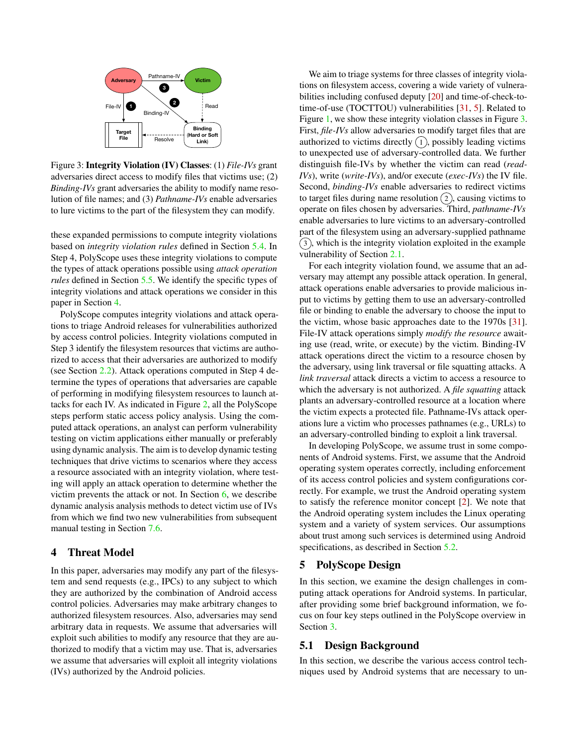Figure 3: **Integrity Violation (IV) Classes**: (1) *File-IVs* grant adversaries direct access to modify files that victims use; (2) *Binding-IVs* grant adversaries the ability to modify name resolution of file names; and (3) *Pathname-IVs* enable adversaries to lure victims to the part of the filesystem they can modify.

these expanded permissions to compute integrity violations based on *integrity violation rules* defined in Section 5.4. In Step 4, PolyScope uses these integrity violations to compute the types of attack operations possible using *attack operation rules* defined in Section 5.5. We identify the specific types of integrity violations and attack operations we consider in this paper in Section 4.

PolyScope computes integrity violations and attack operations to triage Android releases for vulnerabilities authorized by access control policies. Integrity violations computed in Step 3 identify the filesystem resources that victims are authorized to access that their adversaries are authorized to modify (see Section 2.2). Attack operations computed in Step 4 determine the types of operations that adversaries are capable of performing in modifying filesystem resources to launch attacks for each IV. As indicated in Figure 2, all the PolyScope steps perform static access policy analysis. Using the computed attack operations, an analyst can perform vulnerability testing on victim applications either manually or preferably using dynamic analysis. The aim is to develop dynamic testing techniques that drive victims to scenarios where they access a resource associated with an integrity violation, where testing will apply an attack operation to determine whether the victim prevents the attack or not. In Section 6, we describe dynamic analysis analysis methods to detect victim use of IVs from which we find two new vulnerabilities from subsequent manual testing in Section 7.6.

## 4 Threat Model

In this paper, adversaries may modify any part of the filesystem and send requests (e.g., IPCs) to any subject to which they are authorized by the combination of Android access control policies. Adversaries may make arbitrary changes to authorized filesystem resources. Also, adversaries may send arbitrary data in requests. We assume that adversaries will exploit such abilities to modify any resource that they are authorized to modify that a victim may use. That is, adversaries we assume that adversaries will exploit all integrity violations (IVs) authorized by the Android policies.

We aim to triage systems for three classes of integrity violations on filesystem access, covering a wide variety of vulnerabilities including confused deputy [20] and time-of-check-to-time-of-use (TOCTTOU) vulnerabilities [31, 5]. Related to Figure 1, we show these integrity violation classes in Figure 3. First, *file-IVs* allow adversaries to modify target files that are authorized to victims directly (1), possibly leading victims to unexpected use of adversary-controlled data. We further distinguish file-IVs by whether the victim can read (*read-IVs*), write (*write-IVs*), and/or execute (*exec-IVs*) the IV file. Second, *binding-IVs* enable adversaries to redirect victims to target files during name resolution (2), causing victims to operate on files chosen by adversaries. Third, *pathname-IVs* enable adversaries to lure victims to an adversary-controlled part of the filesystem using an adversary-supplied pathname (3), which is the integrity violation exploited in the example vulnerability of Section 2.1.

For each integrity violation found, we assume that an adversary may attempt any possible attack operation. In general, attack operations enable adversaries to provide malicious input to victims by getting them to use an adversary-controlled file or binding to enable the adversary to choose the input to the victim, whose basic approaches date to the 1970s [31]. File-IV attack operations simply *modify the resource* awaiting use (read, write, or execute) by the victim. Binding-IV attack operations direct the victim to a resource chosen by the adversary, using link traversal or file squatting attacks. A *link traversal* attack directs a victim to access a resource to which the adversary is not authorized. A *file squatting* attack plants an adversary-controlled resource at a location where the victim expects a protected file. Pathname-IVs attack operations lure a victim who processes pathnames (e.g., URLs) to an adversary-controlled binding to exploit a link traversal.

In developing PolyScope, we assume trust in some components of Android systems. First, we assume that the Android operating system operates correctly, including enforcement of its access control policies and system configurations correctly. For example, we trust the Android operating system to satisfy the reference monitor concept [2]. We note that the Android operating system includes the Linux operating system and a variety of system services. Our assumptions about trust among such services is determined using Android specifications, as described in Section 5.2.

## 5 PolyScope Design

In this section, we examine the design challenges in computing attack operations for Android systems. In particular, after providing some brief background information, we focus on four key steps outlined in the PolyScope overview in Section 3.

### 5.1 Design Background

In this section, we describe the various access control techniques used by Android systems that are necessary to un-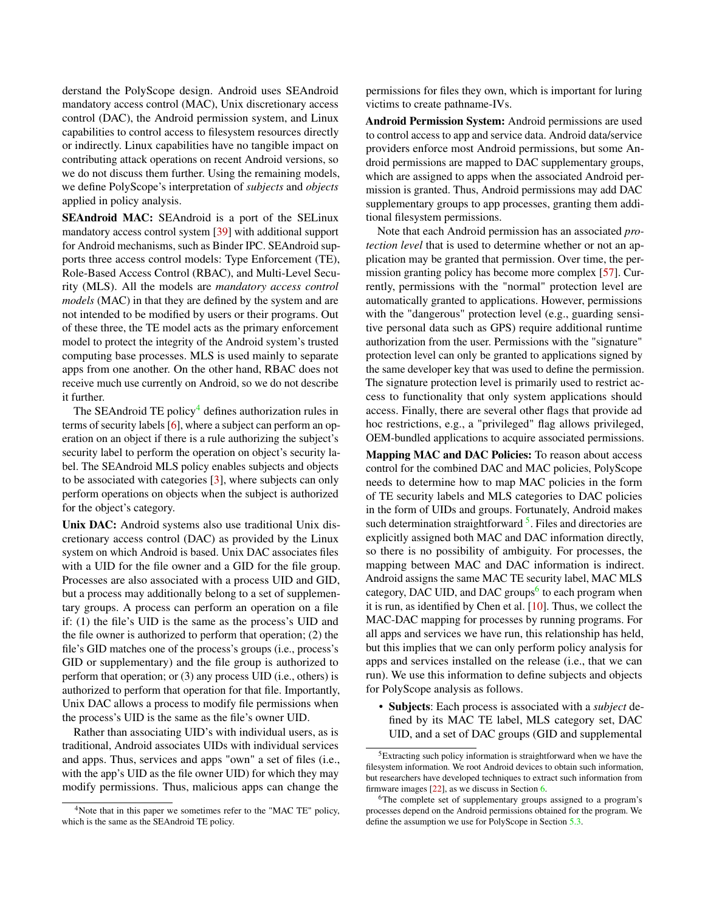derstand the PolyScope design. Android uses SEAndroid mandatory access control (MAC), Unix discretionary access control (DAC), the Android permission system, and Linux capabilities to control access to filesystem resources directly or indirectly. Linux capabilities have no tangible impact on contributing attack operations on recent Android versions, so we do not discuss them further. Using the remaining models, we define PolyScope's interpretation of *subjects* and *objects* applied in policy analysis.

**SEAndroid MAC:** SEAndroid is a port of the SELinux mandatory access control system [39] with additional support for Android mechanisms, such as Binder IPC. SEAndroid supports three access control models: Type Enforcement (TE), Role-Based Access Control (RBAC), and Multi-Level Security (MLS). All the models are *mandatory access control models* (MAC) in that they are defined by the system and are not intended to be modified by users or their programs. Out of these three, the TE model acts as the primary enforcement model to protect the integrity of the Android system's trusted computing base processes. MLS is used mainly to separate apps from one another. On the other hand, RBAC does not receive much use currently on Android, so we do not describe it further.

The SEAndroid TE policy[4] defines authorization rules in terms of security labels [6], where a subject can perform an operation on an object if there is a rule authorizing the subject's security label to perform the operation on object's security label. The SEAndroid MLS policy enables subjects and objects to be associated with categories [3], where subjects can only perform operations on objects when the subject is authorized for the object's category.

**Unix DAC:** Android systems also use traditional Unix discretionary access control (DAC) as provided by the Linux system on which Android is based. Unix DAC associates files with a UID for the file owner and a GID for the file group. Processes are also associated with a process UID and GID, but a process may additionally belong to a set of supplementary groups. A process can perform an operation on a file if: (1) the file's UID is the same as the process's UID and the file owner is authorized to perform that operation; (2) the file's GID matches one of the process's groups (i.e., process's GID or supplementary) and the file group is authorized to perform that operation; or (3) any process UID (i.e., others) is authorized to perform that operation for that file. Importantly, Unix DAC allows a process to modify file permissions when the process's UID is the same as the file's owner UID.

Rather than associating UID's with individual users, as is traditional, Android associates UIDs with individual services and apps. Thus, services and apps "own" a set of files (i.e., with the app's UID as the file owner UID) for which they may modify permissions. Thus, malicious apps can change the permissions for files they own, which is important for luring victims to create pathname-IVs.

**Android Permission System:** Android permissions are used to control access to app and service data. Android data/service providers enforce most Android permissions, but some Android permissions are mapped to DAC supplementary groups, which are assigned to apps when the associated Android permission is granted. Thus, Android permissions may add DAC supplementary groups to app processes, granting them additional filesystem permissions.

Note that each Android permission has an associated *protection level* that is used to determine whether or not an application may be granted that permission. Over time, the permission granting policy has become more complex [57]. Currently, permissions with the "normal" protection level are automatically granted to applications. However, permissions with the "dangerous" protection level (e.g., guarding sensitive personal data such as GPS) require additional runtime authorization from the user. Permissions with the "signature" protection level can only be granted to applications signed by the same developer key that was used to define the permission. The signature protection level is primarily used to restrict access to functionality that only system applications should access. Finally, there are several other flags that provide ad hoc restrictions, e.g., a "privileged" flag allows privileged, OEM-bundled applications to acquire associated permissions.

**Mapping MAC and DAC Policies:** To reason about access control for the combined DAC and MAC policies, PolyScope needs to determine how to map MAC policies in the form of TE security labels and MLS categories to DAC policies in the form of UIDs and groups. Fortunately, Android makes such determination straightforward [5]. Files and directories are explicitly assigned both MAC and DAC information directly, so there is no possibility of ambiguity. For processes, the mapping between MAC and DAC information is indirect. Android assigns the same MAC TE security label, MAC MLS category, DAC UID, and DAC groups[6] to each program when it is run, as identified by Chen et al. [10]. Thus, we collect the MAC-DAC mapping for processes by running programs. For all apps and services we have run, this relationship has held, but this implies that we can only perform policy analysis for apps and services installed on the release (i.e., that we can run). We use this information to define subjects and objects for PolyScope analysis as follows.

- **Subjects**: Each process is associated with a *subject* defined by its MAC TE label, MLS category set, DAC UID, and a set of DAC groups (GID and supplemental

[4] Note that in this paper we sometimes refer to the "MAC TE" policy, which is the same as the SEAndroid TE policy.

[5] Extracting such policy information is straightforward when we have the filesystem information. We root Android devices to obtain such information, but researchers have developed techniques to extract such information from firmware images [22], as we discuss in Section 6.

[6] The complete set of supplementary groups assigned to a program's processes depend on the Android permissions obtained for the program. We define the assumption we use for PolyScope in Section 5.3.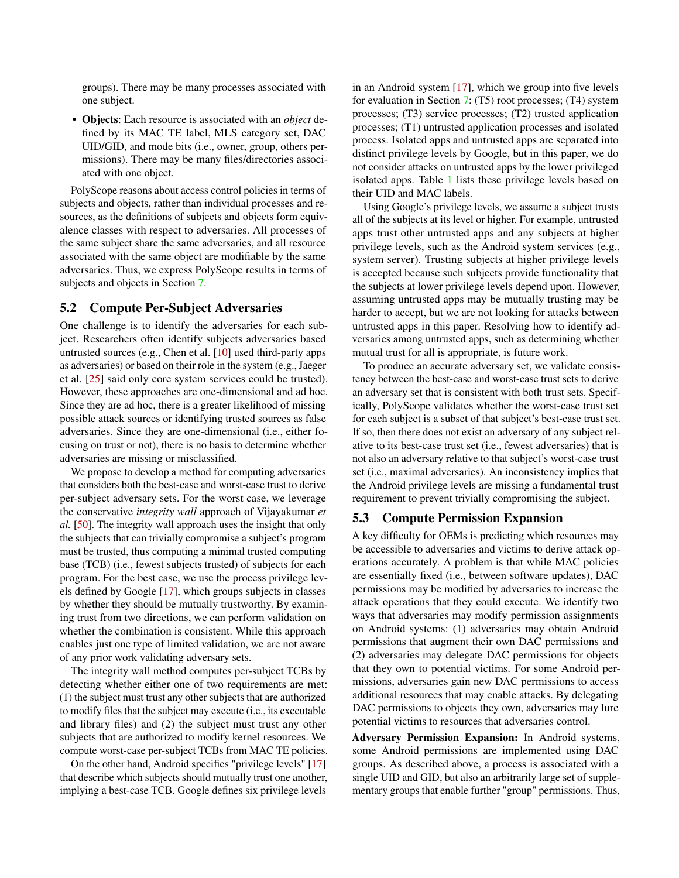groups). There may be many processes associated with one subject.

- **Objects**: Each resource is associated with an *object* defined by its MAC TE label, MLS category set, DAC UID/GID, and mode bits (i.e., owner, group, others permissions). There may be many files/directories associated with one object.

PolyScope reasons about access control policies in terms of subjects and objects, rather than individual processes and resources, as the definitions of subjects and objects form equivalence classes with respect to adversaries. All processes of the same subject share the same adversaries, and all resource associated with the same object are modifiable by the same adversaries. Thus, we express PolyScope results in terms of subjects and objects in Section 7.

## 5.2 Compute Per-Subject Adversaries

One challenge is to identify the adversaries for each subject. Researchers often identify subjects adversaries based untrusted sources (e.g., Chen et al. [10] used third-party apps as adversaries) or based on their role in the system (e.g., Jaeger et al. [25] said only core system services could be trusted). However, these approaches are one-dimensional and ad hoc. Since they are ad hoc, there is a greater likelihood of missing possible attack sources or identifying trusted sources as false adversaries. Since they are one-dimensional (i.e., either focusing on trust or not), there is no basis to determine whether adversaries are missing or misclassified.

We propose to develop a method for computing adversaries that considers both the best-case and worst-case trust to derive per-subject adversary sets. For the worst case, we leverage the conservative *integrity wall* approach of Vijayakumar *et al.* [50]. The integrity wall approach uses the insight that only the subjects that can trivially compromise a subject's program must be trusted, thus computing a minimal trusted computing base (TCB) (i.e., fewest subjects trusted) of subjects for each program. For the best case, we use the process privilege levels defined by Google [17], which groups subjects in classes by whether they should be mutually trustworthy. By examining trust from two directions, we can perform validation on whether the combination is consistent. While this approach enables just one type of limited validation, we are not aware of any prior work validating adversary sets.

The integrity wall method computes per-subject TCBs by detecting whether either one of two requirements are met: (1) the subject must trust any other subjects that are authorized to modify files that the subject may execute (i.e., its executable and library files) and (2) the subject must trust any other subjects that are authorized to modify kernel resources. We compute worst-case per-subject TCBs from MAC TE policies.

On the other hand, Android specifies "privilege levels" [17] that describe which subjects should mutually trust one another, implying a best-case TCB. Google defines six privilege levels in an Android system [17], which we group into five levels for evaluation in Section 7: (T5) root processes; (T4) system processes; (T3) service processes; (T2) trusted application processes; (T1) untrusted application processes and isolated process. Isolated apps and untrusted apps are separated into distinct privilege levels by Google, but in this paper, we do not consider attacks on untrusted apps by the lower privileged isolated apps. Table 1 lists these privilege levels based on their UID and MAC labels.

Using Google's privilege levels, we assume a subject trusts all of the subjects at its level or higher. For example, untrusted apps trust other untrusted apps and any subjects at higher privilege levels, such as the Android system services (e.g., system server). Trusting subjects at higher privilege levels is accepted because such subjects provide functionality that the subjects at lower privilege levels depend upon. However, assuming untrusted apps may be mutually trusting may be harder to accept, but we are not looking for attacks between untrusted apps in this paper. Resolving how to identify adversaries among untrusted apps, such as determining whether mutual trust for all is appropriate, is future work.

To produce an accurate adversary set, we validate consistency between the best-case and worst-case trust sets to derive an adversary set that is consistent with both trust sets. Specifically, PolyScope validates whether the worst-case trust set for each subject is a subset of that subject's best-case trust set. If so, then there does not exist an adversary of any subject relative to its best-case trust set (i.e., fewest adversaries) that is not also an adversary relative to that subject's worst-case trust set (i.e., maximal adversaries). An inconsistency implies that the Android privilege levels are missing a fundamental trust requirement to prevent trivially compromising the subject.

## 5.3 Compute Permission Expansion

A key difficulty for OEMs is predicting which resources may be accessible to adversaries and victims to derive attack operations accurately. A problem is that while MAC policies are essentially fixed (i.e., between software updates), DAC permissions may be modified by adversaries to increase the attack operations that they could execute. We identify two ways that adversaries may modify permission assignments on Android systems: (1) adversaries may obtain Android permissions that augment their own DAC permissions and (2) adversaries may delegate DAC permissions for objects that they own to potential victims. For some Android permissions, adversaries gain new DAC permissions to access additional resources that may enable attacks. By delegating DAC permissions to objects they own, adversaries may lure potential victims to resources that adversaries control.

**Adversary Permission Expansion:** In Android systems, some Android permissions are implemented using DAC groups. As described above, a process is associated with a single UID and GID, but also an arbitrarily large set of supplementary groups that enable further "group" permissions. Thus,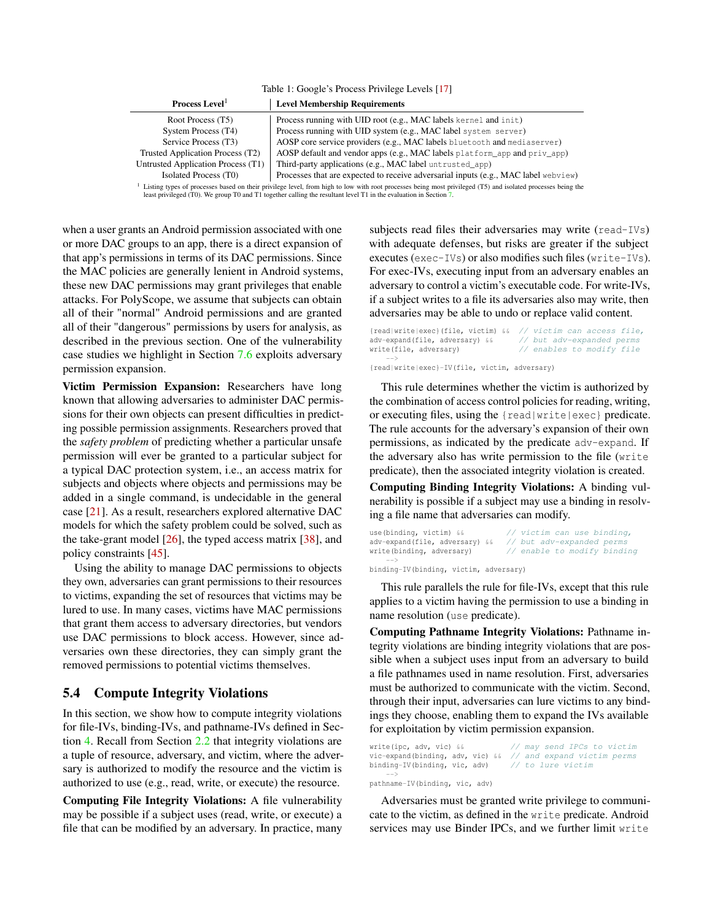Table 1: Google's Process Privilege Levels [17]

| Process Level[1] | Level Membership Requirements |
|---|---|
| Root Process (T5) | Process running with UID root (e.g., MAC labels kernel and init) |
| System Process (T4) | Process running with UID system (e.g., MAC label system server) |
| Service Process (T3) | AOSP core service providers (e.g., MAC labels bluetooth and mediaserver) |
| Trusted Application Process (T2) | AOSP default and vendor apps (e.g., MAC labels platform_app and priv_app) |
| Untrusted Application Process (T1) | Third-party applications (e.g., MAC label untrusted_app) |
| Isolated Process (T0) | Processes that are expected to receive adversarial inputs (e.g., MAC label webview) |

[1] Listing types of processes based on their privilege level, from high to low with root processes being most privileged (T5) and isolated processes being the least privileged (T0). We group T0 and T1 together calling the resultant level T1 in the evaluation in Section 7.

when a user grants an Android permission associated with one or more DAC groups to an app, there is a direct expansion of that app's permissions in terms of its DAC permissions. Since the MAC policies are generally lenient in Android systems, these new DAC permissions may grant privileges that enable attacks. For PolyScope, we assume that subjects can obtain all of their "normal" Android permissions and are granted all of their "dangerous" permissions by users for analysis, as described in the previous section. One of the vulnerability case studies we highlight in Section 7.6 exploits adversary permission expansion.

**Victim Permission Expansion:** Researchers have long known that allowing adversaries to administer DAC permissions for their own objects can present difficulties in predicting possible permission assignments. Researchers proved that the *safety problem* of predicting whether a particular unsafe permission will ever be granted to a particular subject for a typical DAC protection system, i.e., an access matrix for subjects and objects where objects and permissions may be added in a single command, is undecidable in the general case [21]. As a result, researchers explored alternative DAC models for which the safety problem could be solved, such as the take-grant model [26], the typed access matrix [38], and policy constraints [45].

Using the ability to manage DAC permissions to objects they own, adversaries can grant permissions to their resources to victims, expanding the set of resources that victims may be lured to use. In many cases, victims have MAC permissions that grant them access to adversary directories, but vendors use DAC permissions to block access. However, since adversaries own these directories, they can simply grant the removed permissions to potential victims themselves.

## 5.4 Compute Integrity Violations

In this section, we show how to compute integrity violations for file-IVs, binding-IVs, and pathname-IVs defined in Section 4. Recall from Section 2.2 that integrity violations are a tuple of resource, adversary, and victim, where the adversary is authorized to modify the resource and the victim is authorized to use (e.g., read, write, or execute) the resource.

**Computing File Integrity Violations:** A file vulnerability may be possible if a subject uses (read, write, or execute) a file that can be modified by an adversary. In practice, many subjects read files their adversaries may write (read-IVs) with adequate defenses, but risks are greater if the subject executes (exec-IVs) or also modifies such files (write-IVs). For exec-IVs, executing input from an adversary enables an adversary to control a victim's executable code. For write-IVs, if a subject writes to a file its adversaries also may write, then adversaries may be able to undo or replace valid content.

```
{read|write|exec}(file, victim) &&  // victim can access file,
adv-expand(file, adversary) &&      // but adv-expanded perms
write(file, adversary)              // enables to modify file
    -->
{read|write|exec}-IV(file, victim, adversary)
```

This rule determines whether the victim is authorized by the combination of access control policies for reading, writing, or executing files, using the {read|write|exec} predicate. The rule accounts for the adversary's expansion of their own permissions, as indicated by the predicate adv-expand. If the adversary also has write permission to the file (write predicate), then the associated integrity violation is created.

**Computing Binding Integrity Violations:** A binding vulnerability is possible if a subject may use a binding in resolving a file name that adversaries can modify.

```
use(binding, victim) &&          // victim can use binding,
adv-expand(file, adversary) &&   // but adv-expanded perms
write(binding, adversary)        // enable to modify binding
    -->
binding-IV(binding, victim, adversary)
```

This rule parallels the rule for file-IVs, except that this rule applies to a victim having the permission to use a binding in name resolution (use predicate).

**Computing Pathname Integrity Violations:** Pathname integrity violations are binding integrity violations that are possible when a subject uses input from an adversary to build a file pathnames used in name resolution. First, adversaries must be authorized to communicate with the victim. Second, through their input, adversaries can lure victims to any bindings they choose, enabling them to expand the IVs available for exploitation by victim permission expansion.

```
write(ipc, adv, vic) &&           // may send IPCs to victim
vic-expand(binding, adv, vic) &&  // and expand victim perms
binding-IV(binding, vic, adv)     // to lure victim
    -->
pathname-IV(binding, vic, adv)
```

Adversaries must be granted write privilege to communicate to the victim, as defined in the write predicate. Android services may use Binder IPCs, and we further limit write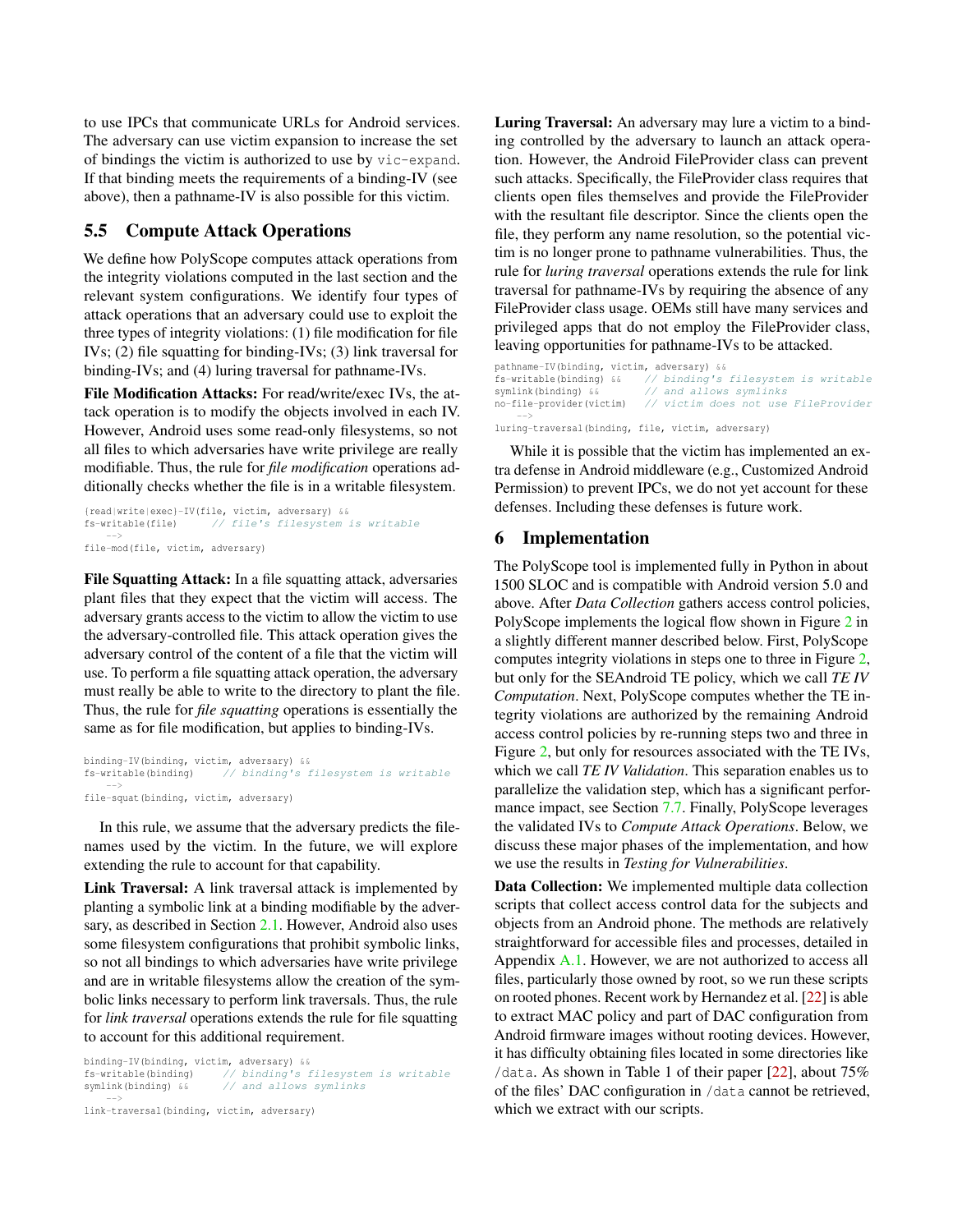to use IPCs that communicate URLs for Android services. The adversary can use victim expansion to increase the set of bindings the victim is authorized to use by `vic-expand`. If that binding meets the requirements of a binding-IV (see above), then a pathname-IV is also possible for this victim.

## 5.5 Compute Attack Operations

We define how PolyScope computes attack operations from the integrity violations computed in the last section and the relevant system configurations. We identify four types of attack operations that an adversary could use to exploit the three types of integrity violations: (1) file modification for file IVs; (2) file squatting for binding-IVs; (3) link traversal for binding-IVs; and (4) luring traversal for pathname-IVs.

**File Modification Attacks:** For read/write/exec IVs, the attack operation is to modify the objects involved in each IV. However, Android uses some read-only filesystems, so not all files to which adversaries have write privilege are really modifiable. Thus, the rule for *file modification* operations additionally checks whether the file is in a writable filesystem.

```
{read|write|exec}-IV(file, victim, adversary) &&
fs-writable(file)       // file's filesystem is writable
    -->
file-mod(file, victim, adversary)
```

**File Squatting Attack:** In a file squatting attack, adversaries plant files that they expect that the victim will access. The adversary grants access to the victim to allow the victim to use the adversary-controlled file. This attack operation gives the adversary control of the content of a file that the victim will use. To perform a file squatting attack operation, the adversary must really be able to write to the directory to plant the file. Thus, the rule for *file squatting* operations is essentially the same as for file modification, but applies to binding-IVs.

```
binding-IV(binding, victim, adversary) &&
fs-writable(binding)     // binding's filesystem is writable
    -->
file-squat(binding, victim, adversary)
```

In this rule, we assume that the adversary predicts the filenames used by the victim. In the future, we will explore extending the rule to account for that capability.

**Link Traversal:** A link traversal attack is implemented by planting a symbolic link at a binding modifiable by the adversary, as described in Section 2.1. However, Android also uses some filesystem configurations that prohibit symbolic links, so not all bindings to which adversaries have write privilege and are in writable filesystems allow the creation of the symbolic links necessary to perform link traversals. Thus, the rule for *link traversal* operations extends the rule for file squatting to account for this additional requirement.

```
binding-IV(binding, victim, adversary) &&
fs-writable(binding)     // binding's filesystem is writable
symlink(binding) &&      // and allows symlinks
    -->
link-traversal(binding, victim, adversary)
```

**Luring Traversal:** An adversary may lure a victim to a binding controlled by the adversary to launch an attack operation. However, the Android FileProvider class can prevent such attacks. Specifically, the FileProvider class requires that clients open files themselves and provide the FileProvider with the resultant file descriptor. Since the clients open the file, they perform any name resolution, so the potential victim is no longer prone to pathname vulnerabilities. Thus, the rule for *luring traversal* operations extends the rule for link traversal for pathname-IVs by requiring the absence of any FileProvider class usage. OEMs still have many services and privileged apps that do not employ the FileProvider class, leaving opportunities for pathname-IVs to be attacked.

```
pathname-IV(binding, victim, adversary) &&
fs-writable(binding) &&    // binding's filesystem is writable
symlink(binding) &&        // and allows symlinks
no-file-provider(victim)   // victim does not use FileProvider
    -->
luring-traversal(binding, file, victim, adversary)
```

While it is possible that the victim has implemented an extra defense in Android middleware (e.g., Customized Android Permission) to prevent IPCs, we do not yet account for these defenses. Including these defenses is future work.

# 6 Implementation

The PolyScope tool is implemented fully in Python in about 1500 SLOC and is compatible with Android version 5.0 and above. After *Data Collection* gathers access control policies, PolyScope implements the logical flow shown in Figure 2 in a slightly different manner described below. First, PolyScope computes integrity violations in steps one to three in Figure 2, but only for the SEAndroid TE policy, which we call *TE IV Computation*. Next, PolyScope computes whether the TE integrity violations are authorized by the remaining Android access control policies by re-running steps two and three in Figure 2, but only for resources associated with the TE IVs, which we call *TE IV Validation*. This separation enables us to parallelize the validation step, which has a significant performance impact, see Section 7.7. Finally, PolyScope leverages the validated IVs to *Compute Attack Operations*. Below, we discuss these major phases of the implementation, and how we use the results in *Testing for Vulnerabilities*.

**Data Collection:** We implemented multiple data collection scripts that collect access control data for the subjects and objects from an Android phone. The methods are relatively straightforward for accessible files and processes, detailed in Appendix A.1. However, we are not authorized to access all files, particularly those owned by root, so we run these scripts on rooted phones. Recent work by Hernandez et al. [22] is able to extract MAC policy and part of DAC configuration from Android firmware images without rooting devices. However, it has difficulty obtaining files located in some directories like `/data`. As shown in Table 1 of their paper [22], about 75% of the files' DAC configuration in `/data` cannot be retrieved, which we extract with our scripts.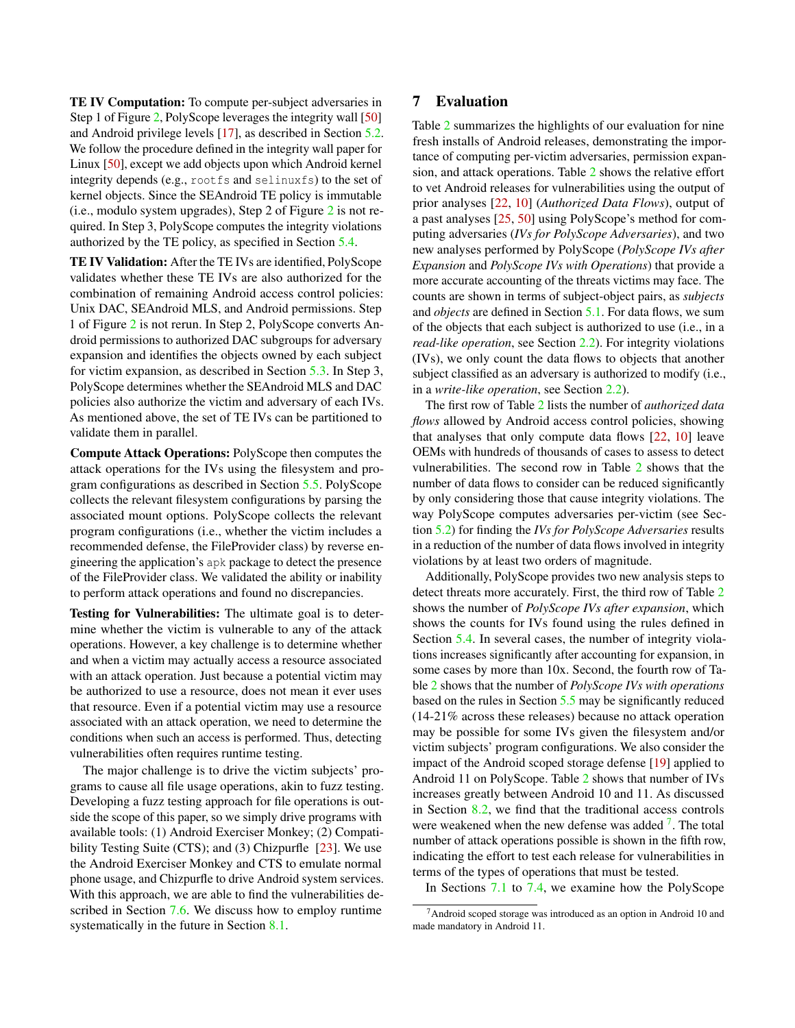**TE IV Computation:** To compute per-subject adversaries in Step 1 of Figure 2, PolyScope leverages the integrity wall [50] and Android privilege levels [17], as described in Section 5.2. We follow the procedure defined in the integrity wall paper for Linux [50], except we add objects upon which Android kernel integrity depends (e.g., `rootfs` and `selinuxfs`) to the set of kernel objects. Since the SEAndroid TE policy is immutable (i.e., modulo system upgrades), Step 2 of Figure 2 is not required. In Step 3, PolyScope computes the integrity violations authorized by the TE policy, as specified in Section 5.4.

**TE IV Validation:** After the TE IVs are identified, PolyScope validates whether these TE IVs are also authorized for the combination of remaining Android access control policies: Unix DAC, SEAndroid MLS, and Android permissions. Step 1 of Figure 2 is not rerun. In Step 2, PolyScope converts Android permissions to authorized DAC subgroups for adversary expansion and identifies the objects owned by each subject for victim expansion, as described in Section 5.3. In Step 3, PolyScope determines whether the SEAndroid MLS and DAC policies also authorize the victim and adversary of each IVs. As mentioned above, the set of TE IVs can be partitioned to validate them in parallel.

**Compute Attack Operations:** PolyScope then computes the attack operations for the IVs using the filesystem and program configurations as described in Section 5.5. PolyScope collects the relevant filesystem configurations by parsing the associated mount options. PolyScope collects the relevant program configurations (i.e., whether the victim includes a recommended defense, the FileProvider class) by reverse engineering the application's `apk` package to detect the presence of the FileProvider class. We validated the ability or inability to perform attack operations and found no discrepancies.

**Testing for Vulnerabilities:** The ultimate goal is to determine whether the victim is vulnerable to any of the attack operations. However, a key challenge is to determine whether and when a victim may actually access a resource associated with an attack operation. Just because a potential victim may be authorized to use a resource, does not mean it ever uses that resource. Even if a potential victim may use a resource associated with an attack operation, we need to determine the conditions when such an access is performed. Thus, detecting vulnerabilities often requires runtime testing.

The major challenge is to drive the victim subjects' programs to cause all file usage operations, akin to fuzz testing. Developing a fuzz testing approach for file operations is outside the scope of this paper, so we simply drive programs with available tools: (1) Android Exerciser Monkey; (2) Compatibility Testing Suite (CTS); and (3) Chizpurfle [23]. We use the Android Exerciser Monkey and CTS to emulate normal phone usage, and Chizpurfle to drive Android system services. With this approach, we are able to find the vulnerabilities described in Section 7.6. We discuss how to employ runtime systematically in the future in Section 8.1.

## 7 Evaluation

Table 2 summarizes the highlights of our evaluation for nine fresh installs of Android releases, demonstrating the importance of computing per-victim adversaries, permission expansion, and attack operations. Table 2 shows the relative effort to vet Android releases for vulnerabilities using the output of prior analyses [22, 10] (*Authorized Data Flows*), output of a past analyses [25, 50] using PolyScope's method for computing adversaries (*IVs for PolyScope Adversaries*), and two new analyses performed by PolyScope (*PolyScope IVs after Expansion* and *PolyScope IVs with Operations*) that provide a more accurate accounting of the threats victims may face. The counts are shown in terms of subject-object pairs, as *subjects* and *objects* are defined in Section 5.1. For data flows, we sum of the objects that each subject is authorized to use (i.e., in a *read-like operation*, see Section 2.2). For integrity violations (IVs), we only count the data flows to objects that another subject classified as an adversary is authorized to modify (i.e., in a *write-like operation*, see Section 2.2).

The first row of Table 2 lists the number of *authorized data flows* allowed by Android access control policies, showing that analyses that only compute data flows [22, 10] leave OEMs with hundreds of thousands of cases to assess to detect vulnerabilities. The second row in Table 2 shows that the number of data flows to consider can be reduced significantly by only considering those that cause integrity violations. The way PolyScope computes adversaries per-victim (see Section 5.2) for finding the *IVs for PolyScope Adversaries* results in a reduction of the number of data flows involved in integrity violations by at least two orders of magnitude.

Additionally, PolyScope provides two new analysis steps to detect threats more accurately. First, the third row of Table 2 shows the number of *PolyScope IVs after expansion*, which shows the counts for IVs found using the rules defined in Section 5.4. In several cases, the number of integrity violations increases significantly after accounting for expansion, in some cases by more than 10x. Second, the fourth row of Table 2 shows that the number of *PolyScope IVs with operations* based on the rules in Section 5.5 may be significantly reduced (14-21% across these releases) because no attack operation may be possible for some IVs given the filesystem and/or victim subjects' program configurations. We also consider the impact of the Android scoped storage defense [19] applied to Android 11 on PolyScope. Table 2 shows that number of IVs increases greatly between Android 10 and 11. As discussed in Section 8.2, we find that the traditional access controls were weakened when the new defense was added [7]. The total number of attack operations possible is shown in the fifth row, indicating the effort to test each release for vulnerabilities in terms of the types of operations that must be tested.

In Sections 7.1 to 7.4, we examine how the PolyScope

[7] Android scoped storage was introduced as an option in Android 10 and made mandatory in Android 11.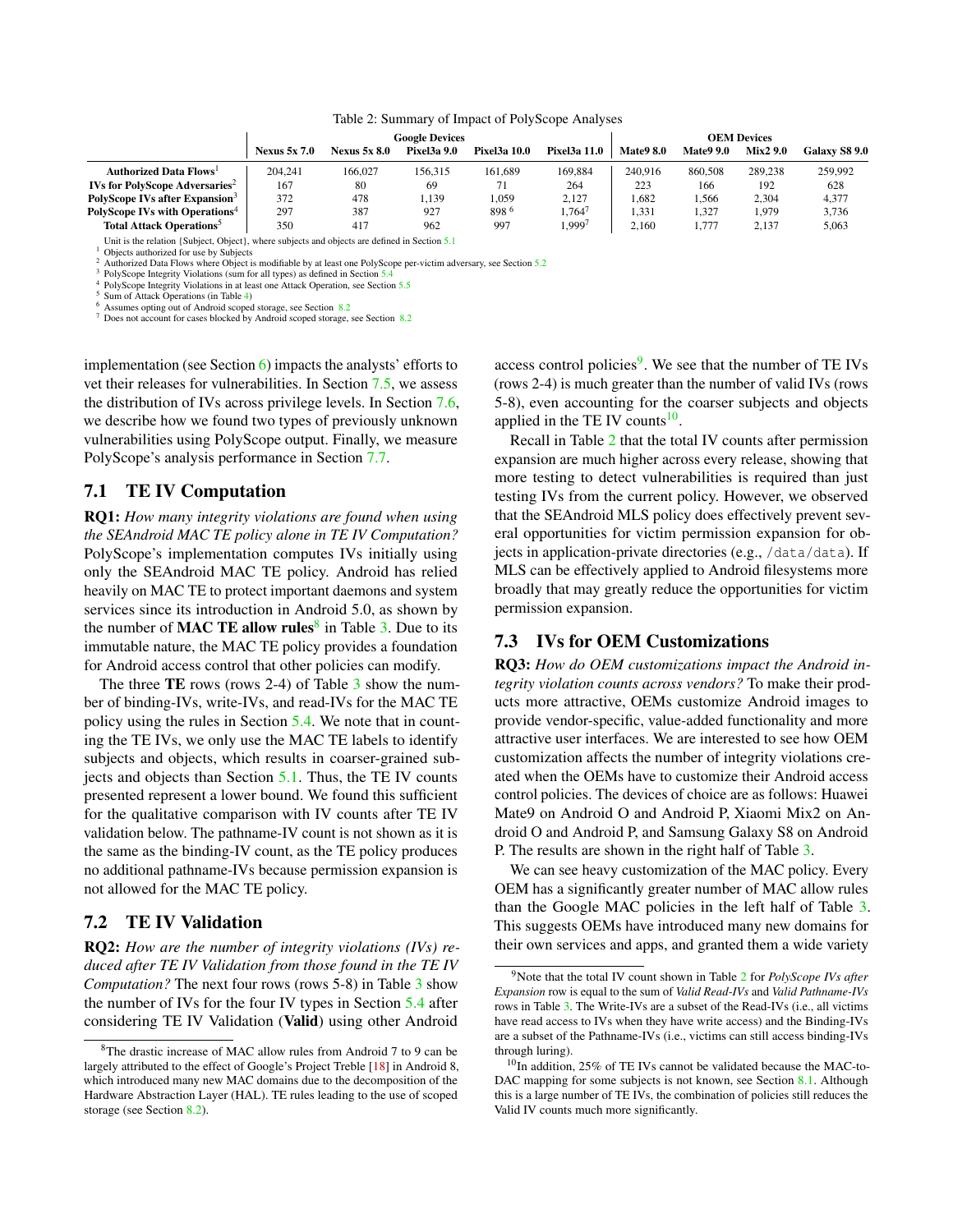Table 2: Summary of Impact of PolyScope Analyses

| | Google Devices | | | | | OEM Devices | | | |
|---|---|---|---|---|---|---|---|---|---|
| | Nexus 5x 7.0 | Nexus 5x 8.0 | Pixel3a 9.0 | Pixel3a 10.0 | Pixel3a 11.0 | Mate9 8.0 | Mate9 9.0 | Mix2 9.0 | Galaxy S8 9.0 |
| **Authorized Data Flows**[1] | 204,241 | 166,027 | 156,315 | 161,689 | 169,884 | 240,916 | 860,508 | 289,238 | 259,992 |
| **IVs for PolyScope Adversaries**[2] | 167 | 80 | 69 | 71 | 264 | 223 | 166 | 192 | 628 |
| **PolyScope IVs after Expansion**[3] | 372 | 478 | 1,139 | 1,059 | 2,127 | 1,682 | 1,566 | 2,304 | 4,377 |
| **PolyScope IVs with Operations**[4] | 297 | 387 | 927 | 898 [6] | 1,764[7] | 1,331 | 1,327 | 1,979 | 3,736 |
| **Total Attack Operations**[5] | 350 | 417 | 962 | 997 | 1,999[7] | 2,160 | 1,777 | 2,137 | 5,063 |

Unit is the relation {Subject, Object}, where subjects and objects are defined in Section 5.1
[1] Objects authorized for use by Subjects
[2] Authorized Data Flows where Object is modifiable by at least one PolyScope per-victim adversary, see Section 5.2
[3] PolyScope Integrity Violations (sum for all types) as defined in Section 5.4
[4] PolyScope Integrity Violations in at least one Attack Operation, see Section 5.5
[5] Sum of Attack Operations (in Table 4)
[6] Assumes opting out of Android scoped storage, see Section 8.2
[7] Does not account for cases blocked by Android scoped storage, see Section 8.2

implementation (see Section 6) impacts the analysts' efforts to vet their releases for vulnerabilities. In Section 7.5, we assess the distribution of IVs across privilege levels. In Section 7.6, we describe how we found two types of previously unknown vulnerabilities using PolyScope output. Finally, we measure PolyScope's analysis performance in Section 7.7.

## 7.1 TE IV Computation

**RQ1:** *How many integrity violations are found when using the SEAndroid MAC TE policy alone in TE IV Computation?* PolyScope's implementation computes IVs initially using only the SEAndroid MAC TE policy. Android has relied heavily on MAC TE to protect important daemons and system services since its introduction in Android 5.0, as shown by the number of **MAC TE allow rules**[8] in Table 3. Due to its immutable nature, the MAC TE policy provides a foundation for Android access control that other policies can modify.

The three **TE** rows (rows 2-4) of Table 3 show the number of binding-IVs, write-IVs, and read-IVs for the MAC TE policy using the rules in Section 5.4. We note that in counting the TE IVs, we only use the MAC TE labels to identify subjects and objects, which results in coarser-grained subjects and objects than Section 5.1. Thus, the TE IV counts presented represent a lower bound. We found this sufficient for the qualitative comparison with IV counts after TE IV validation below. The pathname-IV count is not shown as it is the same as the binding-IV count, as the TE policy produces no additional pathname-IVs because permission expansion is not allowed for the MAC TE policy.

## 7.2 TE IV Validation

**RQ2:** *How are the number of integrity violations (IVs) reduced after TE IV Validation from those found in the TE IV Computation?* The next four rows (rows 5-8) in Table 3 show the number of IVs for the four IV types in Section 5.4 after considering TE IV Validation (**Valid**) using other Android access control policies[9]. We see that the number of TE IVs (rows 2-4) is much greater than the number of valid IVs (rows 5-8), even accounting for the coarser subjects and objects applied in the TE IV counts[10].

Recall in Table 2 that the total IV counts after permission expansion are much higher across every release, showing that more testing to detect vulnerabilities is required than just testing IVs from the current policy. However, we observed that the SEAndroid MLS policy does effectively prevent several opportunities for victim permission expansion for objects in application-private directories (e.g., /data/data). If MLS can be effectively applied to Android filesystems more broadly that may greatly reduce the opportunities for victim permission expansion.

## 7.3 IVs for OEM Customizations

**RQ3:** *How do OEM customizations impact the Android integrity violation counts across vendors?* To make their products more attractive, OEMs customize Android images to provide vendor-specific, value-added functionality and more attractive user interfaces. We are interested to see how OEM customization affects the number of integrity violations created when the OEMs have to customize their Android access control policies. The devices of choice are as follows: Huawei Mate9 on Android O and Android P, Xiaomi Mix2 on Android O and Android P, and Samsung Galaxy S8 on Android P. The results are shown in the right half of Table 3.

We can see heavy customization of the MAC policy. Every OEM has a significantly greater number of MAC allow rules than the Google MAC policies in the left half of Table 3. This suggests OEMs have introduced many new domains for their own services and apps, and granted them a wide variety

[8] The drastic increase of MAC allow rules from Android 7 to 9 can be largely attributed to the effect of Google's Project Treble [18] in Android 8, which introduced many new MAC domains due to the decomposition of the Hardware Abstraction Layer (HAL). TE rules leading to the use of scoped storage (see Section 8.2).

[9] Note that the total IV count shown in Table 2 for *PolyScope IVs after Expansion* row is equal to the sum of *Valid Read-IVs* and *Valid Pathname-IVs* rows in Table 3. The Write-IVs are a subset of the Read-IVs (i.e., all victims have read access to IVs when they have write access) and the Binding-IVs are a subset of the Pathname-IVs (i.e., victims can still access binding-IVs through luring).

[10] In addition, 25% of TE IVs cannot be validated because the MAC-to-DAC mapping for some subjects is not known, see Section 8.1. Although this is a large number of TE IVs, the combination of policies still reduces the Valid IV counts much more significantly.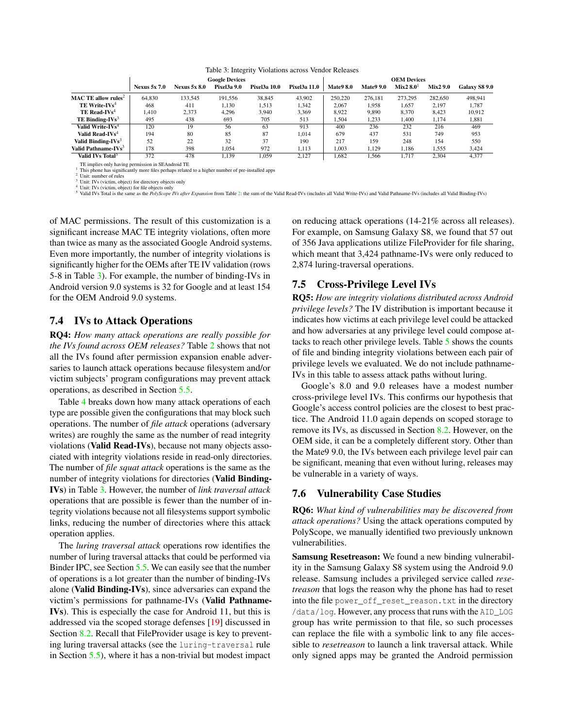Table 3: Integrity Violations across Vendor Releases

| | Google Devices | | | | | OEM Devices | | | | |
|---|---|---|---|---|---|---|---|---|---|---|
| | Nexus 5x 7.0 | Nexus 5x 8.0 | Pixel3a 9.0 | Pixel3a 10.0 | Pixel3a 11.0 | Mate9 8.0 | Mate9 9.0 | Mix2 8.0[1] | Mix2 9.0 | Galaxy S8 9.0 |
| MAC TE allow rules[2] | 64,830 | 133,545 | 191,556 | 38,845 | 43,902 | 250,220 | 276,181 | 273,295 | 282,650 | 498,941 |
| TE Write-IVs[4] | 468 | 411 | 1,130 | 1,513 | 1,342 | 2,067 | 1,958 | 1,657 | 2,197 | 1,787 |
| TE Read-IVs[4] | 1,410 | 2,373 | 4,296 | 3,940 | 3,369 | 8,922 | 9,890 | 8,370 | 8,423 | 10,912 |
| TE Binding-IVs[3] | 495 | 438 | 693 | 705 | 513 | 1,504 | 1,233 | 1,400 | 1,174 | 1,881 |
| Valid Write-IVs[4] | 120 | 19 | 56 | 63 | 913 | 400 | 236 | 232 | 216 | 469 |
| Valid Read-IVs[4] | 194 | 80 | 85 | 87 | 1,014 | 679 | 437 | 531 | 749 | 953 |
| Valid Binding-IVs[3] | 52 | 22 | 32 | 37 | 190 | 217 | 159 | 248 | 154 | 550 |
| Valid Pathname-IVs[3] | 178 | 398 | 1,054 | 972 | 1,113 | 1,003 | 1,129 | 1,186 | 1,555 | 3,424 |
| Valid IVs Total[5] | 372 | 478 | 1,139 | 1,059 | 2,127 | 1,682 | 1,566 | 1,717 | 2,304 | 4,377 |

TE implies only having permission in SEAndroid TE
[1] This phone has significantly more files perhaps related to a higher number of pre-installed apps
[2] Unit: number of rules
[3] Unit: IVs (victim, object) for directory objects only
[4] Unit: IVs (victim, object) for file objects only
[5] Valid IVs Total is the same as the *PolyScope IVs after Expansion* from Table 2: the sum of the Valid Read-IVs (includes all Valid Write-IVs) and Valid Pathname-IVs (includes all Valid Binding-IVs)

of MAC permissions. The result of this customization is a significant increase MAC TE integrity violations, often more than twice as many as the associated Google Android systems. Even more importantly, the number of integrity violations is significantly higher for the OEMs after TE IV validation (rows 5-8 in Table 3). For example, the number of binding-IVs in Android version 9.0 systems is 32 for Google and at least 154 for the OEM Android 9.0 systems.

## 7.4 IVs to Attack Operations

**RQ4:** *How many attack operations are really possible for the IVs found across OEM releases?* Table 2 shows that not all the IVs found after permission expansion enable adversaries to launch attack operations because filesystem and/or victim subjects' program configurations may prevent attack operations, as described in Section 5.5.

Table 4 breaks down how many attack operations of each type are possible given the configurations that may block such operations. The number of *file attack* operations (adversary writes) are roughly the same as the number of read integrity violations (**Valid Read-IVs**), because not many objects associated with integrity violations reside in read-only directories. The number of *file squat attack* operations is the same as the number of integrity violations for directories (**Valid Binding-IVs**) in Table 3. However, the number of *link traversal attack* operations that are possible is fewer than the number of integrity violations because not all filesystems support symbolic links, reducing the number of directories where this attack operation applies.

The *luring traversal attack* operations row identifies the number of luring traversal attacks that could be performed via Binder IPC, see Section 5.5. We can easily see that the number of operations is a lot greater than the number of binding-IVs alone (**Valid Binding-IVs**), since adversaries can expand the victim's permissions for pathname-IVs (**Valid Pathname-IVs**). This is especially the case for Android 11, but this is addressed via the scoped storage defenses [19] discussed in Section 8.2. Recall that FileProvider usage is key to preventing luring traversal attacks (see the `luring-traversal` rule in Section 5.5), where it has a non-trivial but modest impact on reducing attack operations (14-21% across all releases). For example, on Samsung Galaxy S8, we found that 57 out of 356 Java applications utilize FileProvider for file sharing, which meant that 3,424 pathname-IVs were only reduced to 2,874 luring-traversal operations.

## 7.5 Cross-Privilege Level IVs

**RQ5:** *How are integrity violations distributed across Android privilege levels?* The IV distribution is important because it indicates how victims at each privilege level could be attacked and how adversaries at any privilege level could compose attacks to reach other privilege levels. Table 5 shows the counts of file and binding integrity violations between each pair of privilege levels we evaluated. We do not include pathname-IVs in this table to assess attack paths without luring.

Google's 8.0 and 9.0 releases have a modest number cross-privilege level IVs. This confirms our hypothesis that Google's access control policies are the closest to best practice. The Android 11.0 again depends on scoped storage to remove its IVs, as discussed in Section 8.2. However, on the OEM side, it can be a completely different story. Other than the Mate9 9.0, the IVs between each privilege level pair can be significant, meaning that even without luring, releases may be vulnerable in a variety of ways.

## 7.6 Vulnerability Case Studies

**RQ6:** *What kind of vulnerabilities may be discovered from attack operations?* Using the attack operations computed by PolyScope, we manually identified two previously unknown vulnerabilities.

**Samsung Resetreason:** We found a new binding vulnerability in the Samsung Galaxy S8 system using the Android 9.0 release. Samsung includes a privileged service called *resetreason* that logs the reason why the phone has had to reset into the file `power_off_reset_reason.txt` in the directory `/data/log`. However, any process that runs with the `AID_LOG` group has write permission to that file, so such processes can replace the file with a symbolic link to any file accessible to *resetreason* to launch a link traversal attack. While only signed apps may be granted the Android permission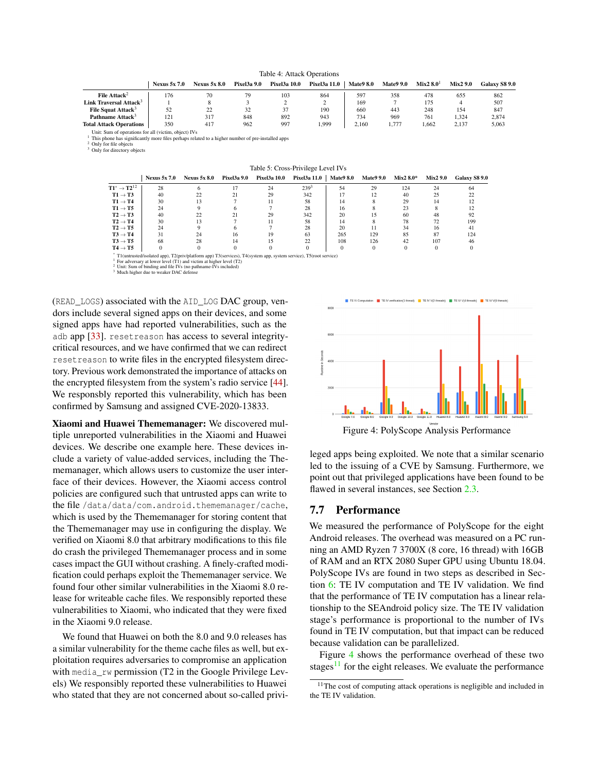Table 4: Attack Operations

| | Nexus 5x 7.0 | Nexus 5x 8.0 | Pixel3a 9.0 | Pixel3a 10.0 | Pixel3a 11.0 | Mate9 8.0 | Mate9 9.0 | Mix2 8.0[1] | Mix2 9.0 | Galaxy S8 9.0 |
|---|---|---|---|---|---|---|---|---|---|---|
| File Attack[2] | 176 | 70 | 79 | 103 | 864 | 597 | 358 | 478 | 655 | 862 |
| Link Traversal Attack[3] | 1 | 8 | 3 | 2 | 2 | 169 | 7 | 175 | 4 | 507 |
| File Squat Attack[3] | 52 | 22 | 32 | 37 | 190 | 660 | 443 | 248 | 154 | 847 |
| Pathname Attack[3] | 121 | 317 | 848 | 892 | 943 | 734 | 969 | 761 | 1,324 | 2,874 |
| Total Attack Operations | 350 | 417 | 962 | 997 | 1,999 | 2,160 | 1,777 | 1,662 | 2,137 | 5,063 |

Unit: Sum of operations for all (victim, object) IVs
[1] This phone has significantly more files perhaps related to a higher number of pre-installed apps
[2] Only for file objects
[3] Only for directory objects

Table 5: Cross-Privilege Level IVs

| | Nexus 5x 7.0 | Nexus 5x 8.0 | Pixel3a 9.0 | Pixel3a 10.0 | Pixel3a 11.0 | Mate9 8.0 | Mate9 9.0 | Mix2 8.0* | Mix2 9.0 | Galaxy S8 9.0 |
|---|---|---|---|---|---|---|---|---|---|---|
| T1* → T2[12] | 28 | 6 | 17 | 24 | 239[3] | 54 | 29 | 124 | 24 | 64 |
| T1 → T3 | 40 | 22 | 21 | 29 | 342 | 17 | 12 | 40 | 25 | 22 |
| T1 → T4 | 30 | 13 | 7 | 11 | 58 | 14 | 8 | 29 | 14 | 12 |
| T1 → T5 | 24 | 9 | 6 | 7 | 28 | 16 | 8 | 23 | 8 | 12 |
| T2 → T3 | 40 | 22 | 21 | 29 | 342 | 20 | 15 | 60 | 48 | 92 |
| T2 → T4 | 30 | 13 | 7 | 11 | 58 | 14 | 8 | 78 | 72 | 199 |
| T2 → T5 | 24 | 9 | 6 | 7 | 28 | 20 | 11 | 34 | 16 | 41 |
| T3 → T4 | 31 | 24 | 16 | 19 | 63 | 265 | 129 | 85 | 87 | 124 |
| T3 → T5 | 68 | 28 | 14 | 15 | 22 | 108 | 126 | 42 | 107 | 46 |
| T4 → T5 | 0 | 0 | 0 | 0 | 0 | 0 | 0 | 0 | 0 | 0 |

\* T1(untrusted/isolated app), T2(priv/platform app) T3(services), T4(system app, system service), T5(root service)
[1] For adversary at lower level (T1) and victim at higher level (T2)
[2] Unit: Sum of binding and file IVs (no pathname-IVs included)
[3] Much higher due to weaker DAC defense

(READ_LOGS) associated with the AID_LOG DAC group, vendors include several signed apps on their devices, and some signed apps have had reported vulnerabilities, such as the adb app [33]. resetreason has access to several integrity-critical resources, and we have confirmed that we can redirect resetreason to write files in the encrypted filesystem directory. Previous work demonstrated the importance of attacks on the encrypted filesystem from the system's radio service [44]. We responsbly reported this vulnerability, which has been confirmed by Samsung and assigned CVE-2020-13833.

**Xiaomi and Huawei Thememanager:** We discovered multiple unreported vulnerabilities in the Xiaomi and Huawei devices. We describe one example here. These devices include a variety of value-added services, including the Thememanager, which allows users to customize the user interface of their devices. However, the Xiaomi access control policies are configured such that untrusted apps can write to the file /data/data/com.android.thememanager/cache, which is used by the Thememanager for storing content that the Thememanager may use in configuring the display. We verified on Xiaomi 8.0 that arbitrary modifications to this file do crash the privileged Thememanager process and in some cases impact the GUI without crashing. A finely-crafted modification could perhaps exploit the Thememanager service. We found four other similar vulnerabilities in the Xiaomi 8.0 release for writeable cache files. We responsibly reported these vulnerabilities to Xiaomi, who indicated that they were fixed in the Xiaomi 9.0 release.

We found that Huawei on both the 8.0 and 9.0 releases has a similar vulnerability for the theme cache files as well, but exploitation requires adversaries to compromise an application with media_rw permission (T2 in the Google Privilege Levels) We responsibly reported these vulnerabilities to Huawei who stated that they are not concerned about so-called privileged apps being exploited. We note that a similar scenario led to the issuing of a CVE by Samsung. Furthermore, we point out that privileged applications have been found to be flawed in several instances, see Section 2.3.

Figure 4: PolyScope Analysis Performance

## 7.7 Performance

We measured the performance of PolyScope for the eight Android releases. The overhead was measured on a PC running an AMD Ryzen 7 3700X (8 core, 16 thread) with 16GB of RAM and an RTX 2080 Super GPU using Ubuntu 18.04. PolyScope IVs are found in two steps as described in Section 6: TE IV computation and TE IV validation. We find that the performance of TE IV computation has a linear relationship to the SEAndroid policy size. The TE IV validation stage's performance is proportional to the number of IVs found in TE IV computation, but that impact can be reduced because validation can be parallelized.

Figure 4 shows the performance overhead of these two stages[11] for the eight releases. We evaluate the performance

[11] The cost of computing attack operations is negligible and included in the TE IV validation.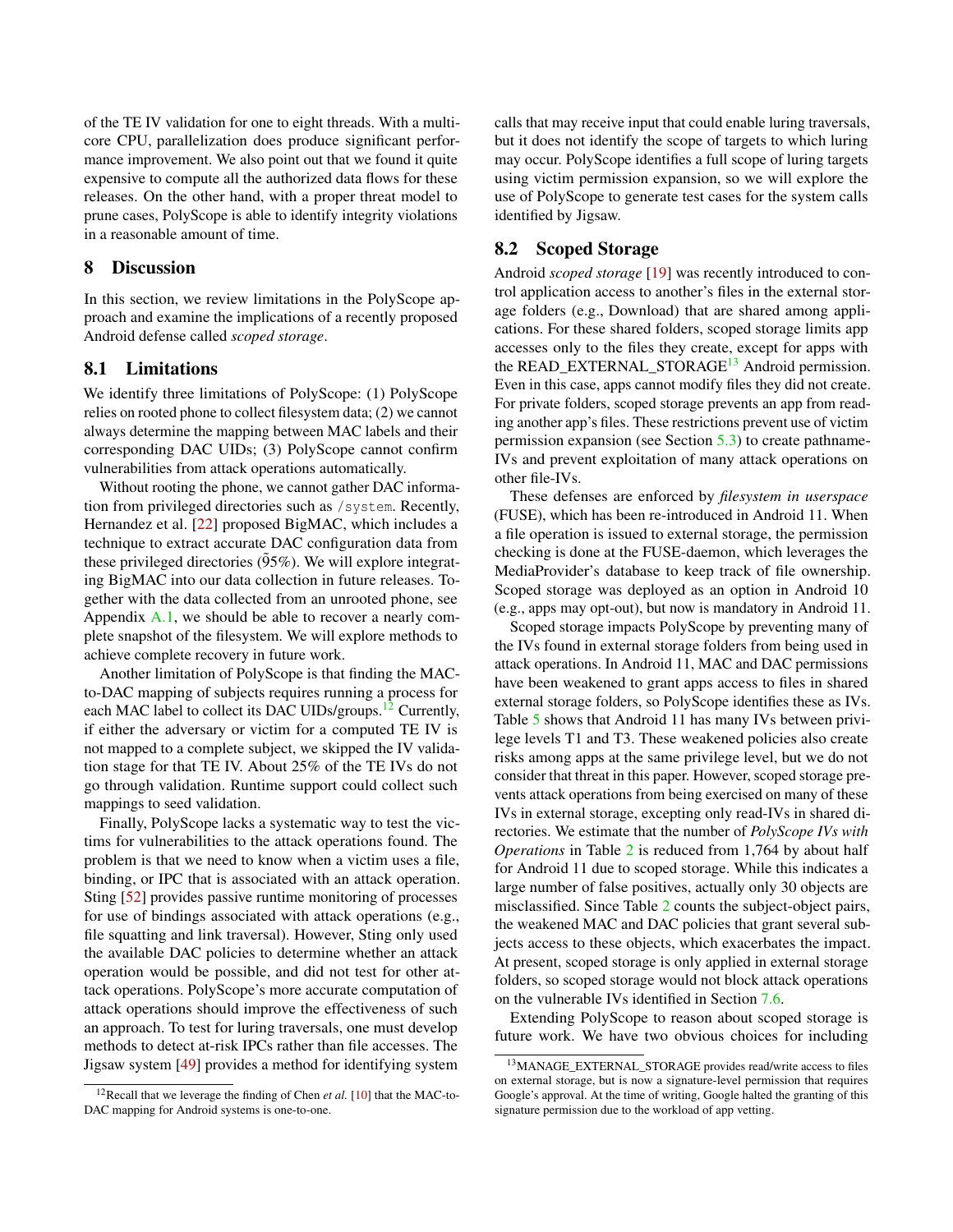of the TE IV validation for one to eight threads. With a multi-core CPU, parallelization does produce significant performance improvement. We also point out that we found it quite expensive to compute all the authorized data flows for these releases. On the other hand, with a proper threat model to prune cases, PolyScope is able to identify integrity violations in a reasonable amount of time.

## 8 Discussion

In this section, we review limitations in the PolyScope approach and examine the implications of a recently proposed Android defense called *scoped storage*.

### 8.1 Limitations

We identify three limitations of PolyScope: (1) PolyScope relies on rooted phone to collect filesystem data; (2) we cannot always determine the mapping between MAC labels and their corresponding DAC UIDs; (3) PolyScope cannot confirm vulnerabilities from attack operations automatically.

Without rooting the phone, we cannot gather DAC information from privileged directories such as `/system`. Recently, Hernandez et al. [22] proposed BigMAC, which includes a technique to extract accurate DAC configuration data from these privileged directories (~95%). We will explore integrating BigMAC into our data collection in future releases. Together with the data collected from an unrooted phone, see Appendix A.1, we should be able to recover a nearly complete snapshot of the filesystem. We will explore methods to achieve complete recovery in future work.

Another limitation of PolyScope is that finding the MAC-to-DAC mapping of subjects requires running a process for each MAC label to collect its DAC UIDs/groups.[12] Currently, if either the adversary or victim for a computed TE IV is not mapped to a complete subject, we skipped the IV validation stage for that TE IV. About 25% of the TE IVs do not go through validation. Runtime support could collect such mappings to seed validation.

Finally, PolyScope lacks a systematic way to test the victims for vulnerabilities to the attack operations found. The problem is that we need to know when a victim uses a file, binding, or IPC that is associated with an attack operation. Sting [52] provides passive runtime monitoring of processes for use of bindings associated with attack operations (e.g., file squatting and link traversal). However, Sting only used the available DAC policies to determine whether an attack operation would be possible, and did not test for other attack operations. PolyScope's more accurate computation of attack operations should improve the effectiveness of such an approach. To test for luring traversals, one must develop methods to detect at-risk IPCs rather than file accesses. The Jigsaw system [49] provides a method for identifying system calls that may receive input that could enable luring traversals, but it does not identify the scope of targets to which luring may occur. PolyScope identifies a full scope of luring targets using victim permission expansion, so we will explore the use of PolyScope to generate test cases for the system calls identified by Jigsaw.

### 8.2 Scoped Storage

Android *scoped storage* [19] was recently introduced to control application access to another's files in the external storage folders (e.g., Download) that are shared among applications. For these shared folders, scoped storage limits app accesses only to the files they create, except for apps with the READ_EXTERNAL_STORAGE[13] Android permission. Even in this case, apps cannot modify files they did not create. For private folders, scoped storage prevents an app from reading another app's files. These restrictions prevent use of victim permission expansion (see Section 5.3) to create pathname-IVs and prevent exploitation of many attack operations on other file-IVs.

These defenses are enforced by *filesystem in userspace* (FUSE), which has been re-introduced in Android 11. When a file operation is issued to external storage, the permission checking is done at the FUSE-daemon, which leverages the MediaProvider's database to keep track of file ownership. Scoped storage was deployed as an option in Android 10 (e.g., apps may opt-out), but now is mandatory in Android 11.

Scoped storage impacts PolyScope by preventing many of the IVs found in external storage folders from being used in attack operations. In Android 11, MAC and DAC permissions have been weakened to grant apps access to files in shared external storage folders, so PolyScope identifies these as IVs. Table 5 shows that Android 11 has many IVs between privilege levels T1 and T3. These weakened policies also create risks among apps at the same privilege level, but we do not consider that threat in this paper. However, scoped storage prevents attack operations from being exercised on many of these IVs in external storage, excepting only read-IVs in shared directories. We estimate that the number of *PolyScope IVs with Operations* in Table 2 is reduced from 1,764 by about half for Android 11 due to scoped storage. While this indicates a large number of false positives, actually only 30 objects are misclassified. Since Table 2 counts the subject-object pairs, the weakened MAC and DAC policies that grant several subjects access to these objects, which exacerbates the impact. At present, scoped storage is only applied in external storage folders, so scoped storage would not block attack operations on the vulnerable IVs identified in Section 7.6.

Extending PolyScope to reason about scoped storage is future work. We have two obvious choices for including

[12] Recall that we leverage the finding of Chen *et al.* [10] that the MAC-to-DAC mapping for Android systems is one-to-one.

[13] MANAGE_EXTERNAL_STORAGE provides read/write access to files on external storage, but is now a signature-level permission that requires Google's approval. At the time of writing, Google halted the granting of this signature permission due to the workload of app vetting.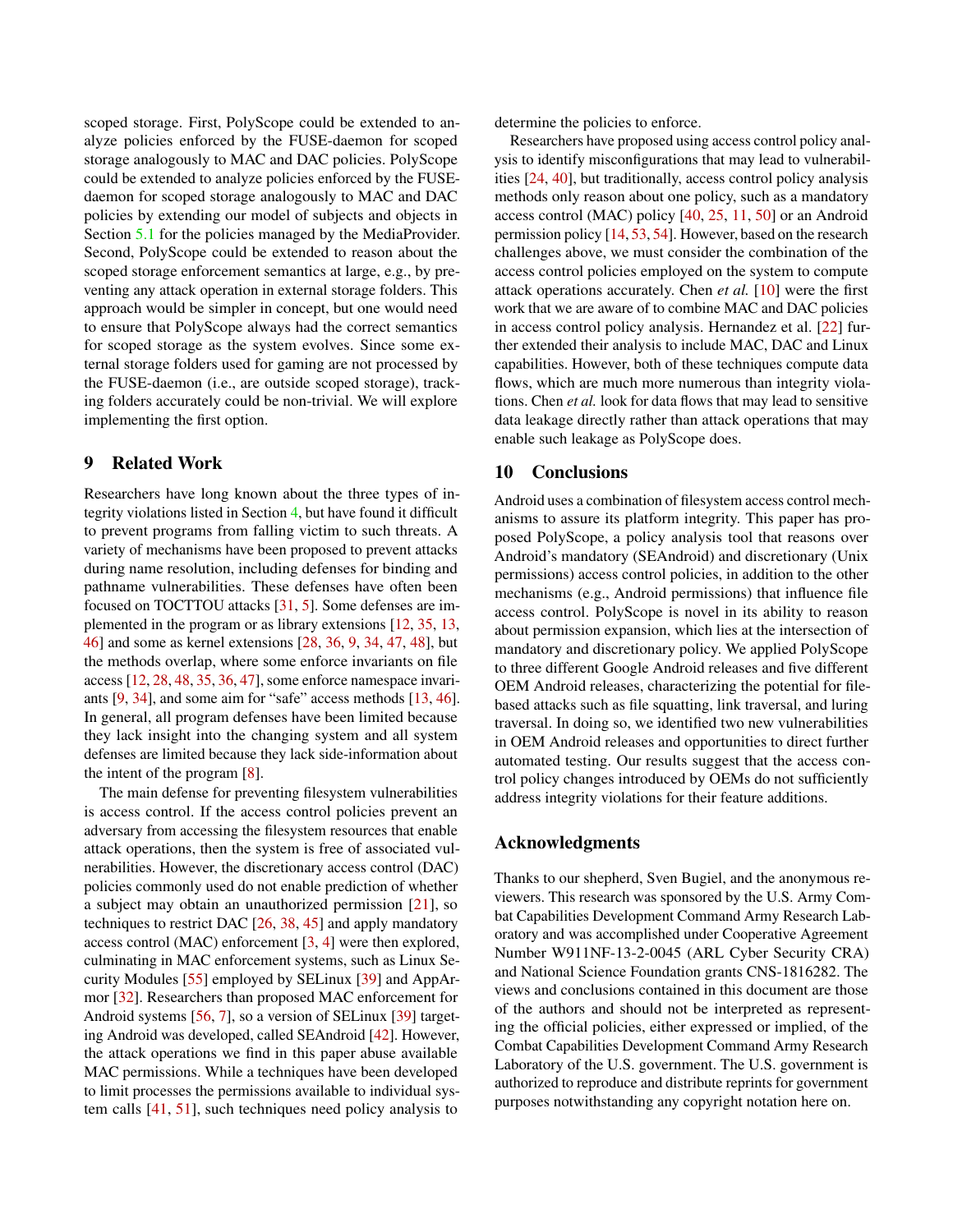scoped storage. First, PolyScope could be extended to analyze policies enforced by the FUSE-daemon for scoped storage analogously to MAC and DAC policies. PolyScope could be extended to analyze policies enforced by the FUSE-daemon for scoped storage analogously to MAC and DAC policies by extending our model of subjects and objects in Section 5.1 for the policies managed by the MediaProvider. Second, PolyScope could be extended to reason about the scoped storage enforcement semantics at large, e.g., by preventing any attack operation in external storage folders. This approach would be simpler in concept, but one would need to ensure that PolyScope always had the correct semantics for scoped storage as the system evolves. Since some external storage folders used for gaming are not processed by the FUSE-daemon (i.e., are outside scoped storage), tracking folders accurately could be non-trivial. We will explore implementing the first option.

## 9 Related Work

Researchers have long known about the three types of integrity violations listed in Section 4, but have found it difficult to prevent programs from falling victim to such threats. A variety of mechanisms have been proposed to prevent attacks during name resolution, including defenses for binding and pathname vulnerabilities. These defenses have often been focused on TOCTTOU attacks [31, 5]. Some defenses are implemented in the program or as library extensions [12, 35, 13, 46] and some as kernel extensions [28, 36, 9, 34, 47, 48], but the methods overlap, where some enforce invariants on file access [12, 28, 48, 35, 36, 47], some enforce namespace invariants [9, 34], and some aim for "safe" access methods [13, 46]. In general, all program defenses have been limited because they lack insight into the changing system and all system defenses are limited because they lack side-information about the intent of the program [8].

The main defense for preventing filesystem vulnerabilities is access control. If the access control policies prevent an adversary from accessing the filesystem resources that enable attack operations, then the system is free of associated vulnerabilities. However, the discretionary access control (DAC) policies commonly used do not enable prediction of whether a subject may obtain an unauthorized permission [21], so techniques to restrict DAC [26, 38, 45] and apply mandatory access control (MAC) enforcement [3, 4] were then explored, culminating in MAC enforcement systems, such as Linux Security Modules [55] employed by SELinux [39] and AppArmor [32]. Researchers than proposed MAC enforcement for Android systems [56, 7], so a version of SELinux [39] targeting Android was developed, called SEAndroid [42]. However, the attack operations we find in this paper abuse available MAC permissions. While a techniques have been developed to limit processes the permissions available to individual system calls [41, 51], such techniques need policy analysis to determine the policies to enforce.

Researchers have proposed using access control policy analysis to identify misconfigurations that may lead to vulnerabilities [24, 40], but traditionally, access control policy analysis methods only reason about one policy, such as a mandatory access control (MAC) policy [40, 25, 11, 50] or an Android permission policy [14, 53, 54]. However, based on the research challenges above, we must consider the combination of the access control policies employed on the system to compute attack operations accurately. Chen *et al.* [10] were the first work that we are aware of to combine MAC and DAC policies in access control policy analysis. Hernandez et al. [22] further extended their analysis to include MAC, DAC and Linux capabilities. However, both of these techniques compute data flows, which are much more numerous than integrity violations. Chen *et al.* look for data flows that may lead to sensitive data leakage directly rather than attack operations that may enable such leakage as PolyScope does.

## 10 Conclusions

Android uses a combination of filesystem access control mechanisms to assure its platform integrity. This paper has proposed PolyScope, a policy analysis tool that reasons over Android's mandatory (SEAndroid) and discretionary (Unix permissions) access control policies, in addition to the other mechanisms (e.g., Android permissions) that influence file access control. PolyScope is novel in its ability to reason about permission expansion, which lies at the intersection of mandatory and discretionary policy. We applied PolyScope to three different Google Android releases and five different OEM Android releases, characterizing the potential for file-based attacks such as file squatting, link traversal, and luring traversal. In doing so, we identified two new vulnerabilities in OEM Android releases and opportunities to direct further automated testing. Our results suggest that the access control policy changes introduced by OEMs do not sufficiently address integrity violations for their feature additions.

## Acknowledgments

Thanks to our shepherd, Sven Bugiel, and the anonymous reviewers. This research was sponsored by the U.S. Army Combat Capabilities Development Command Army Research Laboratory and was accomplished under Cooperative Agreement Number W911NF-13-2-0045 (ARL Cyber Security CRA) and National Science Foundation grants CNS-1816282. The views and conclusions contained in this document are those of the authors and should not be interpreted as representing the official policies, either expressed or implied, of the Combat Capabilities Development Command Army Research Laboratory of the U.S. government. The U.S. government is authorized to reproduce and distribute reprints for government purposes notwithstanding any copyright notation here on.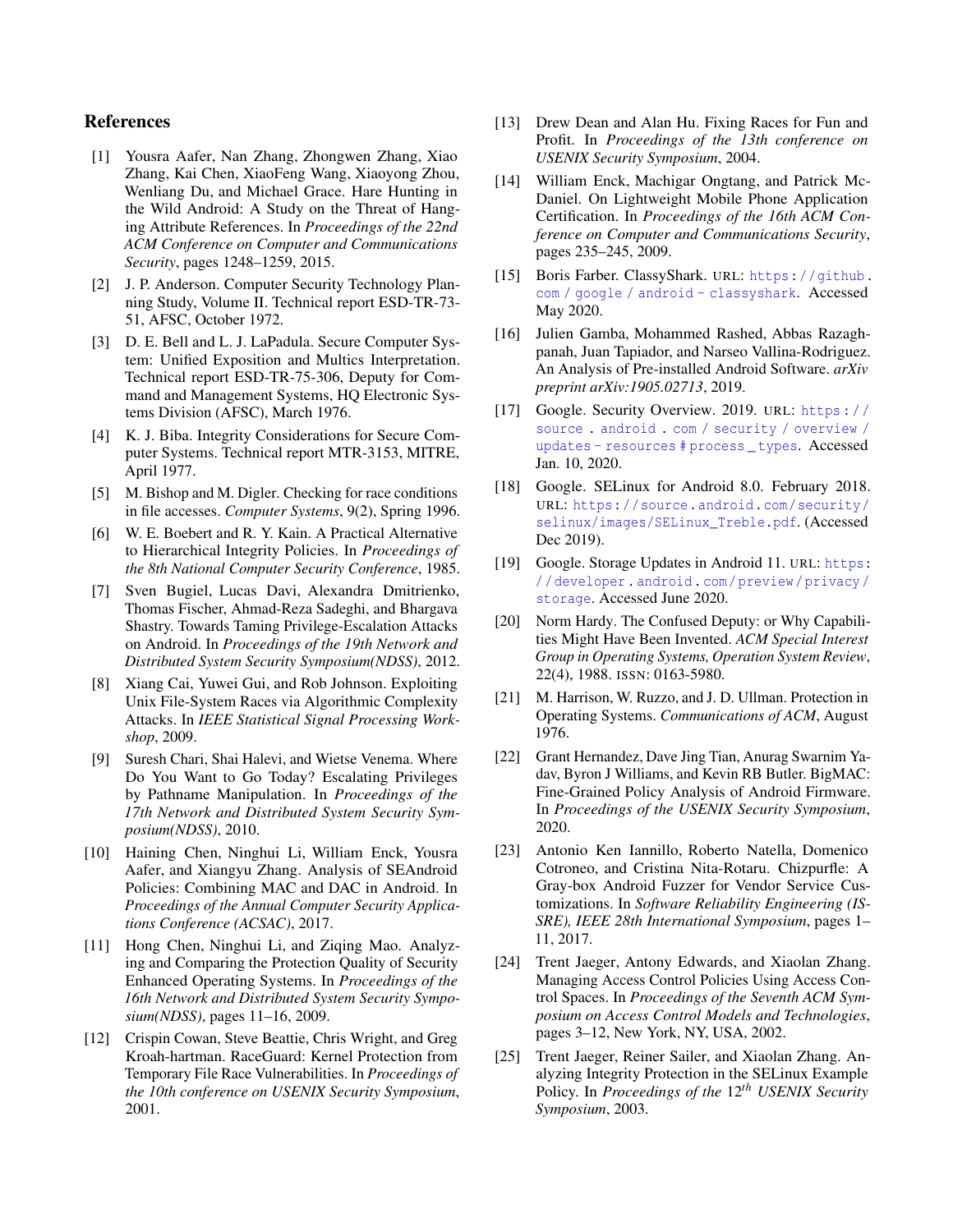## References

[1] Yousra Aafer, Nan Zhang, Zhongwen Zhang, Xiao Zhang, Kai Chen, XiaoFeng Wang, Xiaoyong Zhou, Wenliang Du, and Michael Grace. Hare Hunting in the Wild Android: A Study on the Threat of Hanging Attribute References. In *Proceedings of the 22nd ACM Conference on Computer and Communications Security*, pages 1248–1259, 2015.

[2] J. P. Anderson. Computer Security Technology Planning Study, Volume II. Technical report ESD-TR-73-51, AFSC, October 1972.

[3] D. E. Bell and L. J. LaPadula. Secure Computer System: Unified Exposition and Multics Interpretation. Technical report ESD-TR-75-306, Deputy for Command and Management Systems, HQ Electronic Systems Division (AFSC), March 1976.

[4] K. J. Biba. Integrity Considerations for Secure Computer Systems. Technical report MTR-3153, MITRE, April 1977.

[5] M. Bishop and M. Digler. Checking for race conditions in file accesses. *Computer Systems*, 9(2), Spring 1996.

[6] W. E. Boebert and R. Y. Kain. A Practical Alternative to Hierarchical Integrity Policies. In *Proceedings of the 8th National Computer Security Conference*, 1985.

[7] Sven Bugiel, Lucas Davi, Alexandra Dmitrienko, Thomas Fischer, Ahmad-Reza Sadeghi, and Bhargava Shastry. Towards Taming Privilege-Escalation Attacks on Android. In *Proceedings of the 19th Network and Distributed System Security Symposium(NDSS)*, 2012.

[8] Xiang Cai, Yuwei Gui, and Rob Johnson. Exploiting Unix File-System Races via Algorithmic Complexity Attacks. In *IEEE Statistical Signal Processing Workshop*, 2009.

[9] Suresh Chari, Shai Halevi, and Wietse Venema. Where Do You Want to Go Today? Escalating Privileges by Pathname Manipulation. In *Proceedings of the 17th Network and Distributed System Security Symposium(NDSS)*, 2010.

[10] Haining Chen, Ninghui Li, William Enck, Yousra Aafer, and Xiangyu Zhang. Analysis of SEAndroid Policies: Combining MAC and DAC in Android. In *Proceedings of the Annual Computer Security Applications Conference (ACSAC)*, 2017.

[11] Hong Chen, Ninghui Li, and Ziqing Mao. Analyzing and Comparing the Protection Quality of Security Enhanced Operating Systems. In *Proceedings of the 16th Network and Distributed System Security Symposium(NDSS)*, pages 11–16, 2009.

[12] Crispin Cowan, Steve Beattie, Chris Wright, and Greg Kroah-hartman. RaceGuard: Kernel Protection from Temporary File Race Vulnerabilities. In *Proceedings of the 10th conference on USENIX Security Symposium*, 2001.

[13] Drew Dean and Alan Hu. Fixing Races for Fun and Profit. In *Proceedings of the 13th conference on USENIX Security Symposium*, 2004.

[14] William Enck, Machigar Ongtang, and Patrick McDaniel. On Lightweight Mobile Phone Application Certification. In *Proceedings of the 16th ACM Conference on Computer and Communications Security*, pages 235–245, 2009.

[15] Boris Farber. ClassyShark. URL: https://github.com/google/android-classyshark. Accessed May 2020.

[16] Julien Gamba, Mohammed Rashed, Abbas Razaghpanah, Juan Tapiador, and Narseo Vallina-Rodriguez. An Analysis of Pre-installed Android Software. *arXiv preprint arXiv:1905.02713*, 2019.

[17] Google. Security Overview. 2019. URL: https://source.android.com/security/overview/updates-resources#process_types. Accessed Jan. 10, 2020.

[18] Google. SELinux for Android 8.0. February 2018. URL: https://source.android.com/security/selinux/images/SELinux_Treble.pdf. (Accessed Dec 2019).

[19] Google. Storage Updates in Android 11. URL: https://developer.android.com/preview/privacy/storage. Accessed June 2020.

[20] Norm Hardy. The Confused Deputy: or Why Capabilities Might Have Been Invented. *ACM Special Interest Group in Operating Systems, Operation System Review*, 22(4), 1988. ISSN: 0163-5980.

[21] M. Harrison, W. Ruzzo, and J. D. Ullman. Protection in Operating Systems. *Communications of ACM*, August 1976.

[22] Grant Hernandez, Dave Jing Tian, Anurag Swarnim Yadav, Byron J Williams, and Kevin RB Butler. BigMAC: Fine-Grained Policy Analysis of Android Firmware. In *Proceedings of the USENIX Security Symposium*, 2020.

[23] Antonio Ken Iannillo, Roberto Natella, Domenico Cotroneo, and Cristina Nita-Rotaru. Chizpurfle: A Gray-box Android Fuzzer for Vendor Service Customizations. In *Software Reliability Engineering (ISSRE), IEEE 28th International Symposium*, pages 1–11, 2017.

[24] Trent Jaeger, Antony Edwards, and Xiaolan Zhang. Managing Access Control Policies Using Access Control Spaces. In *Proceedings of the Seventh ACM Symposium on Access Control Models and Technologies*, pages 3–12, New York, NY, USA, 2002.

[25] Trent Jaeger, Reiner Sailer, and Xiaolan Zhang. Analyzing Integrity Protection in the SELinux Example Policy. In *Proceedings of the* $12^{th}$ *USENIX Security Symposium*, 2003.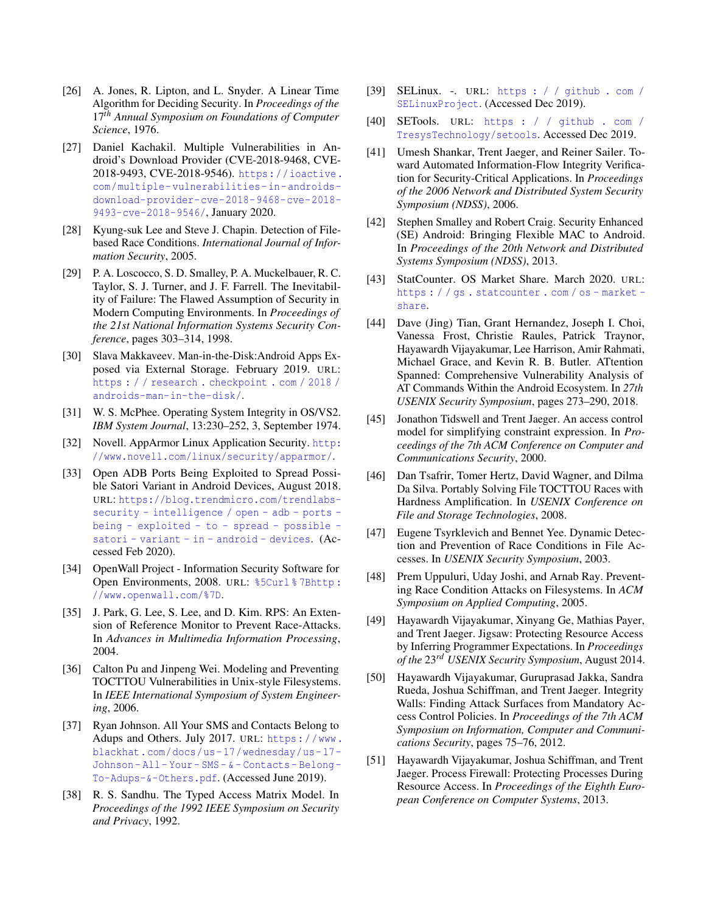[26] A. Jones, R. Lipton, and L. Snyder. A Linear Time Algorithm for Deciding Security. In *Proceedings of the* $17^{th}$ *Annual Symposium on Foundations of Computer Science*, 1976.

[27] Daniel Kachakil. Multiple Vulnerabilities in Android's Download Provider (CVE-2018-9468, CVE-2018-9493, CVE-2018-9546). https://ioactive.com/multiple-vulnerabilities-in-androids-download-provider-cve-2018-9468-cve-2018-9493-cve-2018-9546/, January 2020.

[28] Kyung-suk Lee and Steve J. Chapin. Detection of File-based Race Conditions. *International Journal of Information Security*, 2005.

[29] P. A. Loscocco, S. D. Smalley, P. A. Muckelbauer, R. C. Taylor, S. J. Turner, and J. F. Farrell. The Inevitability of Failure: The Flawed Assumption of Security in Modern Computing Environments. In *Proceedings of the 21st National Information Systems Security Conference*, pages 303–314, 1998.

[30] Slava Makkaveev. Man-in-the-Disk:Android Apps Exposed via External Storage. February 2019. URL: https://research.checkpoint.com/2018/androids-man-in-the-disk/.

[31] W. S. McPhee. Operating System Integrity in OS/VS2. *IBM System Journal*, 13:230–252, 3, September 1974.

[32] Novell. AppArmor Linux Application Security. http://www.novell.com/linux/security/apparmor/.

[33] Open ADB Ports Being Exploited to Spread Possible Satori Variant in Android Devices, August 2018. URL: https://blog.trendmicro.com/trendlabs-security-intelligence/open-adb-ports-being-exploited-to-spread-possible-satori-variant-in-android-devices. (Accessed Feb 2020).

[34] OpenWall Project - Information Security Software for Open Environments, 2008. URL: %5Curl%7Bhttp://www.openwall.com/%7D.

[35] J. Park, G. Lee, S. Lee, and D. Kim. RPS: An Extension of Reference Monitor to Prevent Race-Attacks. In *Advances in Multimedia Information Processing*, 2004.

[36] Calton Pu and Jinpeng Wei. Modeling and Preventing TOCTTOU Vulnerabilities in Unix-style Filesystems. In *IEEE International Symposium of System Engineering*, 2006.

[37] Ryan Johnson. All Your SMS and Contacts Belong to Adups and Others. July 2017. URL: https://www.blackhat.com/docs/us-17/wednesday/us-17-Johnson-All-Your-SMS-&-Contacts-Belong-To-Adups-&-Others.pdf. (Accessed June 2019).

[38] R. S. Sandhu. The Typed Access Matrix Model. In *Proceedings of the 1992 IEEE Symposium on Security and Privacy*, 1992.

[39] SELinux. -. URL: https://github.com/SELinuxProject. (Accessed Dec 2019).

[40] SETools. URL: https://github.com/TresysTechnology/setools. Accessed Dec 2019.

[41] Umesh Shankar, Trent Jaeger, and Reiner Sailer. Toward Automated Information-Flow Integrity Verification for Security-Critical Applications. In *Proceedings of the 2006 Network and Distributed System Security Symposium (NDSS)*, 2006.

[42] Stephen Smalley and Robert Craig. Security Enhanced (SE) Android: Bringing Flexible MAC to Android. In *Proceedings of the 20th Network and Distributed Systems Symposium (NDSS)*, 2013.

[43] StatCounter. OS Market Share. March 2020. URL: https://gs.statcounter.com/os-market-share.

[44] Dave (Jing) Tian, Grant Hernandez, Joseph I. Choi, Vanessa Frost, Christie Raules, Patrick Traynor, Hayawardh Vijayakumar, Lee Harrison, Amir Rahmati, Michael Grace, and Kevin R. B. Butler. ATtention Spanned: Comprehensive Vulnerability Analysis of AT Commands Within the Android Ecosystem. In *27th USENIX Security Symposium*, pages 273–290, 2018.

[45] Jonathon Tidswell and Trent Jaeger. An access control model for simplifying constraint expression. In *Proceedings of the 7th ACM Conference on Computer and Communications Security*, 2000.

[46] Dan Tsafrir, Tomer Hertz, David Wagner, and Dilma Da Silva. Portably Solving File TOCTTOU Races with Hardness Amplification. In *USENIX Conference on File and Storage Technologies*, 2008.

[47] Eugene Tsyrklevich and Bennet Yee. Dynamic Detection and Prevention of Race Conditions in File Accesses. In *USENIX Security Symposium*, 2003.

[48] Prem Uppuluri, Uday Joshi, and Arnab Ray. Preventing Race Condition Attacks on Filesystems. In *ACM Symposium on Applied Computing*, 2005.

[49] Hayawardh Vijayakumar, Xinyang Ge, Mathias Payer, and Trent Jaeger. Jigsaw: Protecting Resource Access by Inferring Programmer Expectations. In *Proceedings of the* $23^{rd}$ *USENIX Security Symposium*, August 2014.

[50] Hayawardh Vijayakumar, Guruprasad Jakka, Sandra Rueda, Joshua Schiffman, and Trent Jaeger. Integrity Walls: Finding Attack Surfaces from Mandatory Access Control Policies. In *Proceedings of the 7th ACM Symposium on Information, Computer and Communications Security*, pages 75–76, 2012.

[51] Hayawardh Vijayakumar, Joshua Schiffman, and Trent Jaeger. Process Firewall: Protecting Processes During Resource Access. In *Proceedings of the Eighth European Conference on Computer Systems*, 2013.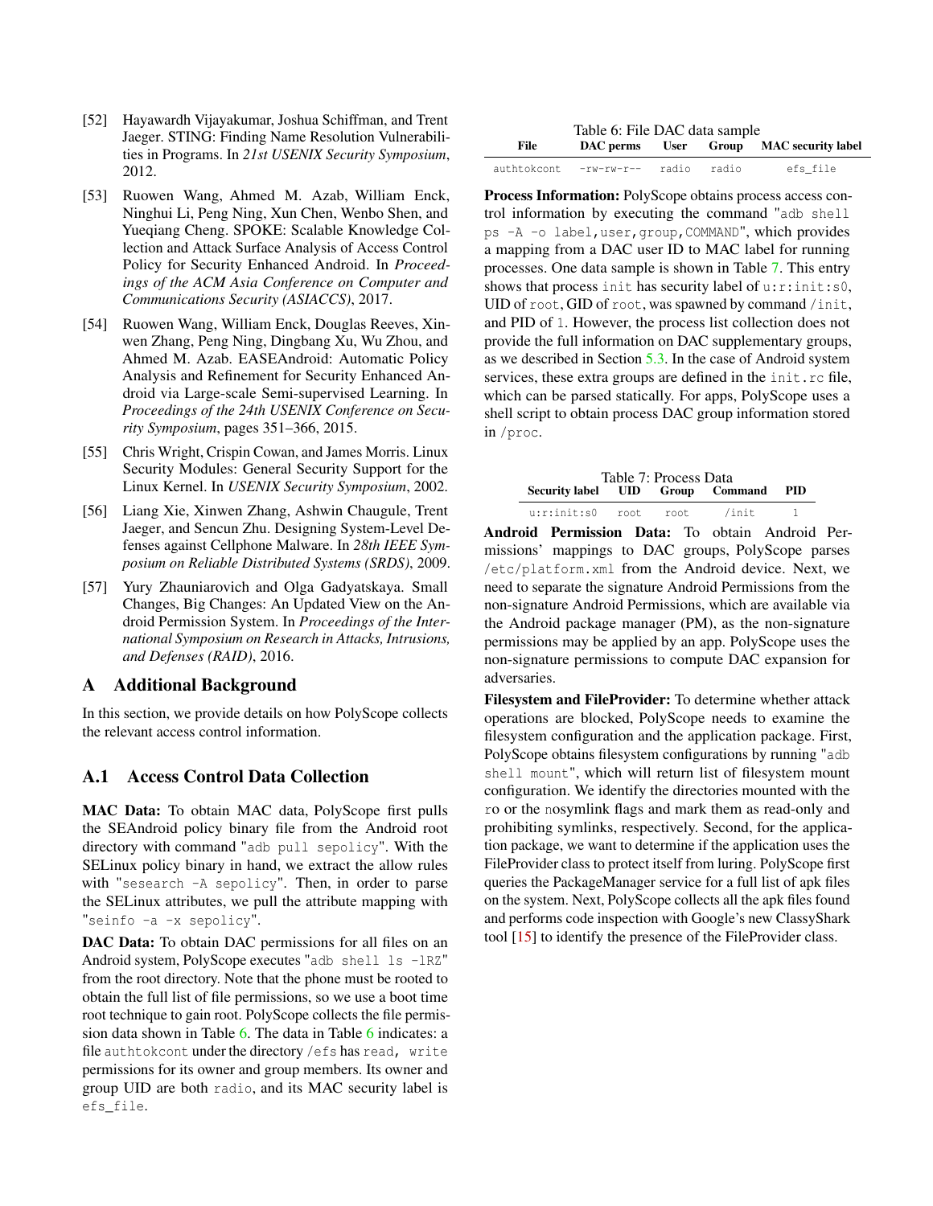[52] Hayawardh Vijayakumar, Joshua Schiffman, and Trent Jaeger. STING: Finding Name Resolution Vulnerabilities in Programs. In *21st USENIX Security Symposium*, 2012.

[53] Ruowen Wang, Ahmed M. Azab, William Enck, Ninghui Li, Peng Ning, Xun Chen, Wenbo Shen, and Yueqiang Cheng. SPOKE: Scalable Knowledge Collection and Attack Surface Analysis of Access Control Policy for Security Enhanced Android. In *Proceedings of the ACM Asia Conference on Computer and Communications Security (ASIACCS)*, 2017.

[54] Ruowen Wang, William Enck, Douglas Reeves, Xinwen Zhang, Peng Ning, Dingbang Xu, Wu Zhou, and Ahmed M. Azab. EASEAndroid: Automatic Policy Analysis and Refinement for Security Enhanced Android via Large-scale Semi-supervised Learning. In *Proceedings of the 24th USENIX Conference on Security Symposium*, pages 351–366, 2015.

[55] Chris Wright, Crispin Cowan, and James Morris. Linux Security Modules: General Security Support for the Linux Kernel. In *USENIX Security Symposium*, 2002.

[56] Liang Xie, Xinwen Zhang, Ashwin Chaugule, Trent Jaeger, and Sencun Zhu. Designing System-Level Defenses against Cellphone Malware. In *28th IEEE Symposium on Reliable Distributed Systems (SRDS)*, 2009.

[57] Yury Zhauniarovich and Olga Gadyatskaya. Small Changes, Big Changes: An Updated View on the Android Permission System. In *Proceedings of the International Symposium on Research in Attacks, Intrusions, and Defenses (RAID)*, 2016.

## A Additional Background

In this section, we provide details on how PolyScope collects the relevant access control information.

### A.1 Access Control Data Collection

**MAC Data:** To obtain MAC data, PolyScope first pulls the SEAndroid policy binary file from the Android root directory with command "`adb pull sepolicy`". With the SELinux policy binary in hand, we extract the allow rules with "`sesearch -A sepolicy`". Then, in order to parse the SELinux attributes, we pull the attribute mapping with "`seinfo -a -x sepolicy`".

**DAC Data:** To obtain DAC permissions for all files on an Android system, PolyScope executes "`adb shell ls -lRZ`" from the root directory. Note that the phone must be rooted to obtain the full list of file permissions, so we use a boot time root technique to gain root. PolyScope collects the file permission data shown in Table 6. The data in Table 6 indicates: a file `authtokcont` under the directory `/efs` has `read, write` permissions for its owner and group members. Its owner and group UID are both `radio`, and its MAC security label is `efs_file`.

Table 6: File DAC data sample

| File | DAC perms | User | Group | MAC security label |
|---|---|---|---|---|
| authtokcont | -rw-rw-r-- | radio | radio | efs_file |

**Process Information:** PolyScope obtains process access control information by executing the command "`adb shell ps -A -o label,user,group,COMMAND`", which provides a mapping from a DAC user ID to MAC label for running processes. One data sample is shown in Table 7. This entry shows that process `init` has security label of `u:r:init:s0`, UID of `root`, GID of `root`, was spawned by command `/init`, and PID of `1`. However, the process list collection does not provide the full information on DAC supplementary groups, as we described in Section 5.3. In the case of Android system services, these extra groups are defined in the `init.rc` file, which can be parsed statically. For apps, PolyScope uses a shell script to obtain process DAC group information stored in `/proc`.

Table 7: Process Data

| Security label | UID | Group | Command | PID |
|---|---|---|---|---|
| u:r:init:s0 | root | root | /init | 1 |

**Android Permission Data:** To obtain Android Permissions' mappings to DAC groups, PolyScope parses `/etc/platform.xml` from the Android device. Next, we need to separate the signature Android Permissions from the non-signature Android Permissions, which are available via the Android package manager (PM), as the non-signature permissions may be applied by an app. PolyScope uses the non-signature permissions to compute DAC expansion for adversaries.

**Filesystem and FileProvider:** To determine whether attack operations are blocked, PolyScope needs to examine the filesystem configuration and the application package. First, PolyScope obtains filesystem configurations by running "`adb shell mount`", which will return list of filesystem mount configuration. We identify the directories mounted with the `ro` or the `nosymlink` flags and mark them as read-only and prohibiting symlinks, respectively. Second, for the application package, we want to determine if the application uses the FileProvider class to protect itself from luring. PolyScope first queries the PackageManager service for a full list of apk files on the system. Next, PolyScope collects all the apk files found and performs code inspection with Google's new ClassyShark tool [15] to identify the presence of the FileProvider class.